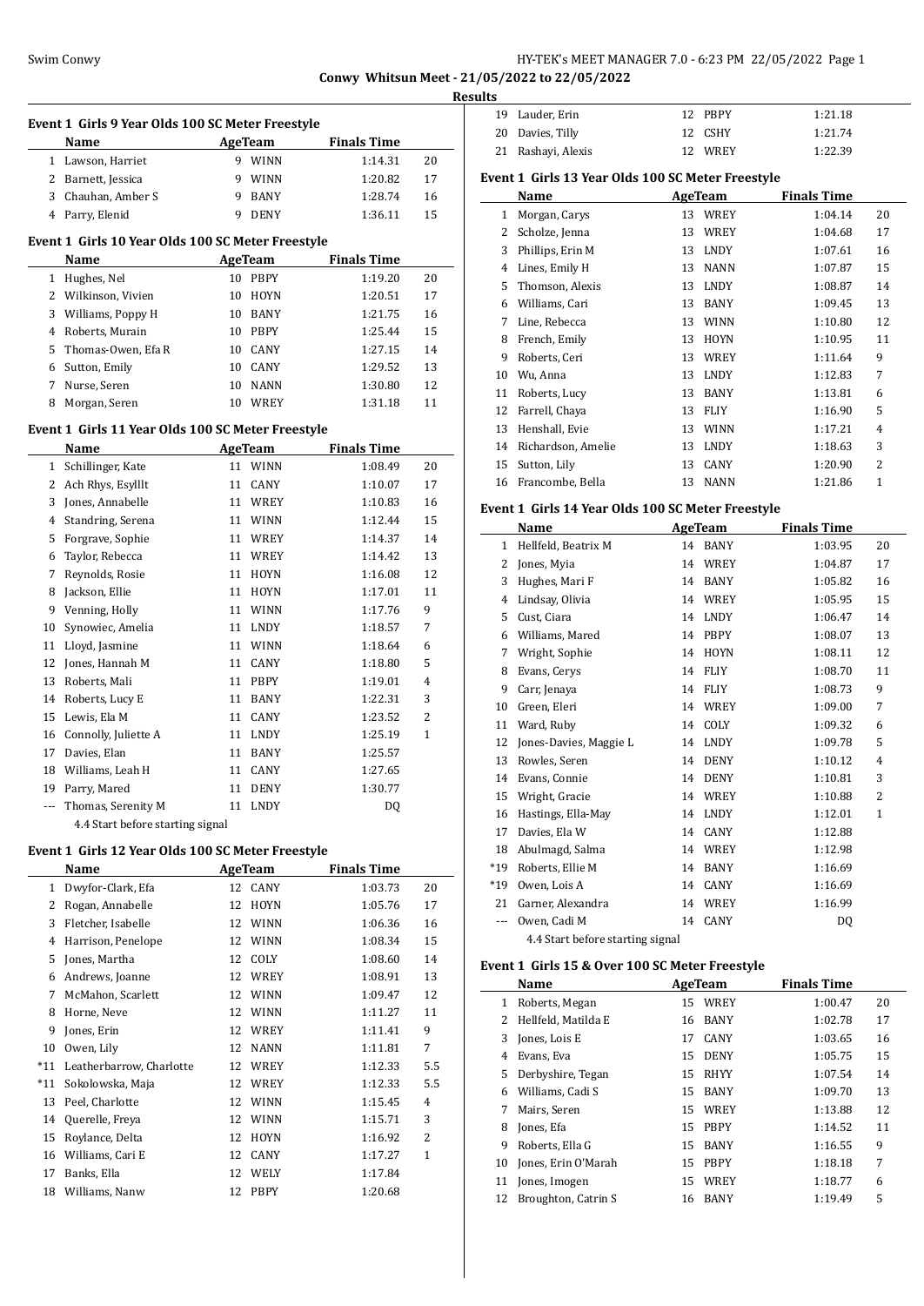**Conwy Whitsun Meet - 21/05/2022 to 22/05/2022**

**Results**

### Event 1 Girls 9 Year Olds 100 SC Meter Freestyle

| | Name | Age | Team | Finals Time | |
|---|---|---|---|---|---|
| 1 | Lawson, Harriet | 9 | WINN | 1:14.31 | 20 |
| 2 | Barnett, Jessica | 9 | WINN | 1:20.82 | 17 |
| 3 | Chauhan, Amber S | 9 | BANY | 1:28.74 | 16 |
| 4 | Parry, Elenid | 9 | DENY | 1:36.11 | 15 |

### Event 1 Girls 10 Year Olds 100 SC Meter Freestyle

| | Name | Age | Team | Finals Time | |
|---|---|---|---|---|---|
| 1 | Hughes, Nel | 10 | PBPY | 1:19.20 | 20 |
| 2 | Wilkinson, Vivien | 10 | HOYN | 1:20.51 | 17 |
| 3 | Williams, Poppy H | 10 | BANY | 1:21.75 | 16 |
| 4 | Roberts, Murain | 10 | PBPY | 1:25.44 | 15 |
| 5 | Thomas-Owen, Efa R | 10 | CANY | 1:27.15 | 14 |
| 6 | Sutton, Emily | 10 | CANY | 1:29.52 | 13 |
| 7 | Nurse, Seren | 10 | NANN | 1:30.80 | 12 |
| 8 | Morgan, Seren | 10 | WREY | 1:31.18 | 11 |

### Event 1 Girls 11 Year Olds 100 SC Meter Freestyle

| | Name | Age | Team | Finals Time | |
|---|---|---|---|---|---|
| 1 | Schillinger, Kate | 11 | WINN | 1:08.49 | 20 |
| 2 | Ach Rhys, Esylllt | 11 | CANY | 1:10.07 | 17 |
| 3 | Jones, Annabelle | 11 | WREY | 1:10.83 | 16 |
| 4 | Standring, Serena | 11 | WINN | 1:12.44 | 15 |
| 5 | Forgrave, Sophie | 11 | WREY | 1:14.37 | 14 |
| 6 | Taylor, Rebecca | 11 | WREY | 1:14.42 | 13 |
| 7 | Reynolds, Rosie | 11 | HOYN | 1:16.08 | 12 |
| 8 | Jackson, Ellie | 11 | HOYN | 1:17.01 | 11 |
| 9 | Venning, Holly | 11 | WINN | 1:17.76 | 9 |
| 10 | Synowiec, Amelia | 11 | LNDY | 1:18.57 | 7 |
| 11 | Lloyd, Jasmine | 11 | WINN | 1:18.64 | 6 |
| 12 | Jones, Hannah M | 11 | CANY | 1:18.80 | 5 |
| 13 | Roberts, Mali | 11 | PBPY | 1:19.01 | 4 |
| 14 | Roberts, Lucy E | 11 | BANY | 1:22.31 | 3 |
| 15 | Lewis, Ela M | 11 | CANY | 1:23.52 | 2 |
| 16 | Connolly, Juliette A | 11 | LNDY | 1:25.19 | 1 |
| 17 | Davies, Elan | 11 | BANY | 1:25.57 | |
| 18 | Williams, Leah H | 11 | CANY | 1:27.65 | |
| 19 | Parry, Mared | 11 | DENY | 1:30.77 | |
| --- | Thomas, Serenity M | 11 | LNDY | DQ | |

4.4 Start before starting signal

### Event 1 Girls 12 Year Olds 100 SC Meter Freestyle

| | Name | Age | Team | Finals Time | |
|---|---|---|---|---|---|
| 1 | Dwyfor-Clark, Efa | 12 | CANY | 1:03.73 | 20 |
| 2 | Rogan, Annabelle | 12 | HOYN | 1:05.76 | 17 |
| 3 | Fletcher, Isabelle | 12 | WINN | 1:06.36 | 16 |
| 4 | Harrison, Penelope | 12 | WINN | 1:08.34 | 15 |
| 5 | Jones, Martha | 12 | COLY | 1:08.60 | 14 |
| 6 | Andrews, Joanne | 12 | WREY | 1:08.91 | 13 |
| 7 | McMahon, Scarlett | 12 | WINN | 1:09.47 | 12 |
| 8 | Horne, Neve | 12 | WINN | 1:11.27 | 11 |
| 9 | Jones, Erin | 12 | WREY | 1:11.41 | 9 |
| 10 | Owen, Lily | 12 | NANN | 1:11.81 | 7 |
| *11 | Leatherbarrow, Charlotte | 12 | WREY | 1:12.33 | 5.5 |
| *11 | Sokolowska, Maja | 12 | WREY | 1:12.33 | 5.5 |
| 13 | Peel, Charlotte | 12 | WINN | 1:15.45 | 4 |
| 14 | Querelle, Freya | 12 | WINN | 1:15.71 | 3 |
| 15 | Roylance, Delta | 12 | HOYN | 1:16.92 | 2 |
| 16 | Williams, Cari E | 12 | CANY | 1:17.27 | 1 |
| 17 | Banks, Ella | 12 | WELY | 1:17.84 | |
| 18 | Williams, Nanw | 12 | PBPY | 1:20.68 | |
| 19 | Lauder, Erin | 12 | PBPY | 1:21.18 | |
| 20 | Davies, Tilly | 12 | CSHY | 1:21.74 | |
| 21 | Rashayi, Alexis | 12 | WREY | 1:22.39 | |

### Event 1 Girls 13 Year Olds 100 SC Meter Freestyle

| | Name | Age | Team | Finals Time | |
|---|---|---|---|---|---|
| 1 | Morgan, Carys | 13 | WREY | 1:04.14 | 20 |
| 2 | Scholze, Jenna | 13 | WREY | 1:04.68 | 17 |
| 3 | Phillips, Erin M | 13 | LNDY | 1:07.61 | 16 |
| 4 | Lines, Emily H | 13 | NANN | 1:07.87 | 15 |
| 5 | Thomson, Alexis | 13 | LNDY | 1:08.87 | 14 |
| 6 | Williams, Cari | 13 | BANY | 1:09.45 | 13 |
| 7 | Line, Rebecca | 13 | WINN | 1:10.80 | 12 |
| 8 | French, Emily | 13 | HOYN | 1:10.95 | 11 |
| 9 | Roberts, Ceri | 13 | WREY | 1:11.64 | 9 |
| 10 | Wu, Anna | 13 | LNDY | 1:12.83 | 7 |
| 11 | Roberts, Lucy | 13 | BANY | 1:13.81 | 6 |
| 12 | Farrell, Chaya | 13 | FLIY | 1:16.90 | 5 |
| 13 | Henshall, Evie | 13 | WINN | 1:17.21 | 4 |
| 14 | Richardson, Amelie | 13 | LNDY | 1:18.63 | 3 |
| 15 | Sutton, Lily | 13 | CANY | 1:20.90 | 2 |
| 16 | Francombe, Bella | 13 | NANN | 1:21.86 | 1 |

### Event 1 Girls 14 Year Olds 100 SC Meter Freestyle

| | Name | Age | Team | Finals Time | |
|---|---|---|---|---|---|
| 1 | Hellfeld, Beatrix M | 14 | BANY | 1:03.95 | 20 |
| 2 | Jones, Myia | 14 | WREY | 1:04.87 | 17 |
| 3 | Hughes, Mari F | 14 | BANY | 1:05.82 | 16 |
| 4 | Lindsay, Olivia | 14 | WREY | 1:05.95 | 15 |
| 5 | Cust, Ciara | 14 | LNDY | 1:06.47 | 14 |
| 6 | Williams, Mared | 14 | PBPY | 1:08.07 | 13 |
| 7 | Wright, Sophie | 14 | HOYN | 1:08.11 | 12 |
| 8 | Evans, Cerys | 14 | FLIY | 1:08.70 | 11 |
| 9 | Carr, Jenaya | 14 | FLIY | 1:08.73 | 9 |
| 10 | Green, Eleri | 14 | WREY | 1:09.00 | 7 |
| 11 | Ward, Ruby | 14 | COLY | 1:09.32 | 6 |
| 12 | Jones-Davies, Maggie L | 14 | LNDY | 1:09.78 | 5 |
| 13 | Rowles, Seren | 14 | DENY | 1:10.12 | 4 |
| 14 | Evans, Connie | 14 | DENY | 1:10.81 | 3 |
| 15 | Wright, Gracie | 14 | WREY | 1:10.88 | 2 |
| 16 | Hastings, Ella-May | 14 | LNDY | 1:12.01 | 1 |
| 17 | Davies, Ela W | 14 | CANY | 1:12.88 | |
| 18 | Abulmagd, Salma | 14 | WREY | 1:12.98 | |
| *19 | Roberts, Ellie M | 14 | BANY | 1:16.69 | |
| *19 | Owen, Lois A | 14 | CANY | 1:16.69 | |
| 21 | Garner, Alexandra | 14 | WREY | 1:16.99 | |
| --- | Owen, Cadi M | 14 | CANY | DQ | |

4.4 Start before starting signal

### Event 1 Girls 15 & Over 100 SC Meter Freestyle

| | Name | Age | Team | Finals Time | |
|---|---|---|---|---|---|
| 1 | Roberts, Megan | 15 | WREY | 1:00.47 | 20 |
| 2 | Hellfeld, Matilda E | 16 | BANY | 1:02.78 | 17 |
| 3 | Jones, Lois E | 17 | CANY | 1:03.65 | 16 |
| 4 | Evans, Eva | 15 | DENY | 1:05.75 | 15 |
| 5 | Derbyshire, Tegan | 15 | RHYY | 1:07.54 | 14 |
| 6 | Williams, Cadi S | 15 | BANY | 1:09.70 | 13 |
| 7 | Mairs, Seren | 15 | WREY | 1:13.88 | 12 |
| 8 | Jones, Efa | 15 | PBPY | 1:14.52 | 11 |
| 9 | Roberts, Ella G | 15 | BANY | 1:16.55 | 9 |
| 10 | Jones, Erin O'Marah | 15 | PBPY | 1:18.18 | 7 |
| 11 | Jones, Imogen | 15 | WREY | 1:18.77 | 6 |
| 12 | Broughton, Catrin S | 16 | BANY | 1:19.49 | 5 |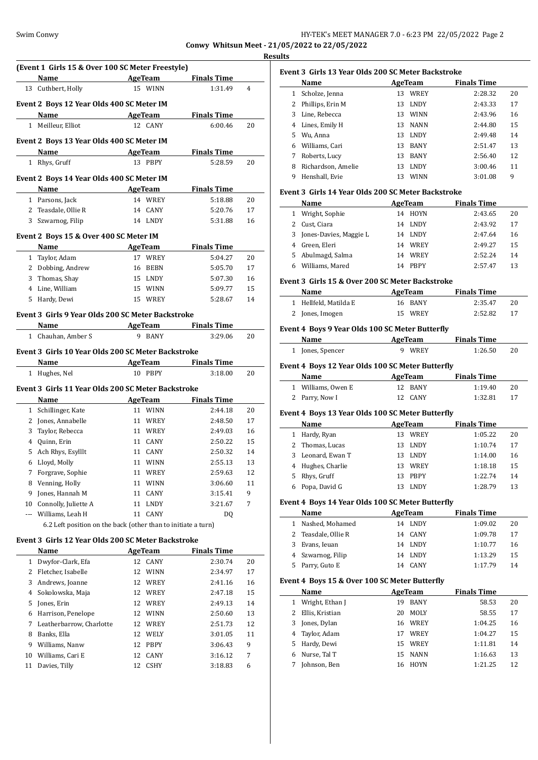**Conway Whitsun Meet - 21/05/2022 to 22/05/2022**

**Results**

### (Event 1 Girls 15 & Over 100 SC Meter Freestyle)

| | Name | Age | Team | Finals Time | |
|---|---|---|---|---|---|
| 13 | Cuthbert, Holly | 15 | WINN | 1:31.49 | 4 |

### Event 2 Boys 12 Year Olds 400 SC Meter IM

| | Name | Age | Team | Finals Time | |
|---|---|---|---|---|---|
| 1 | Meilleur, Elliot | 12 | CANY | 6:00.46 | 20 |

### Event 2 Boys 13 Year Olds 400 SC Meter IM

| | Name | Age | Team | Finals Time | |
|---|---|---|---|---|---|
| 1 | Rhys, Gruff | 13 | PBPY | 5:28.59 | 20 |

### Event 2 Boys 14 Year Olds 400 SC Meter IM

| | Name | Age | Team | Finals Time | |
|---|---|---|---|---|---|
| 1 | Parsons, Jack | 14 | WREY | 5:18.88 | 20 |
| 2 | Teasdale, Ollie R | 14 | CANY | 5:20.76 | 17 |
| 3 | Szwarnog, Filip | 14 | LNDY | 5:31.88 | 16 |

### Event 2 Boys 15 & Over 400 SC Meter IM

| | Name | Age | Team | Finals Time | |
|---|---|---|---|---|---|
| 1 | Taylor, Adam | 17 | WREY | 5:04.27 | 20 |
| 2 | Dobbing, Andrew | 16 | BEBN | 5:05.70 | 17 |
| 3 | Thomas, Shay | 15 | LNDY | 5:07.30 | 16 |
| 4 | Line, William | 15 | WINN | 5:09.77 | 15 |
| 5 | Hardy, Dewi | 15 | WREY | 5:28.67 | 14 |

### Event 3 Girls 9 Year Olds 200 SC Meter Backstroke

| | Name | Age | Team | Finals Time | |
|---|---|---|---|---|---|
| 1 | Chauhan, Amber S | 9 | BANY | 3:29.06 | 20 |

### Event 3 Girls 10 Year Olds 200 SC Meter Backstroke

| | Name | Age | Team | Finals Time | |
|---|---|---|---|---|---|
| 1 | Hughes, Nel | 10 | PBPY | 3:18.00 | 20 |

### Event 3 Girls 11 Year Olds 200 SC Meter Backstroke

| | Name | Age | Team | Finals Time | |
|---|---|---|---|---|---|
| 1 | Schillinger, Kate | 11 | WINN | 2:44.18 | 20 |
| 2 | Jones, Annabelle | 11 | WREY | 2:48.50 | 17 |
| 3 | Taylor, Rebecca | 11 | WREY | 2:49.03 | 16 |
| 4 | Quinn, Erin | 11 | CANY | 2:50.22 | 15 |
| 5 | Ach Rhys, Esylllt | 11 | CANY | 2:50.32 | 14 |
| 6 | Lloyd, Molly | 11 | WINN | 2:55.13 | 13 |
| 7 | Forgrave, Sophie | 11 | WREY | 2:59.63 | 12 |
| 8 | Venning, Holly | 11 | WINN | 3:06.60 | 11 |
| 9 | Jones, Hannah M | 11 | CANY | 3:15.41 | 9 |
| 10 | Connolly, Juliette A | 11 | LNDY | 3:21.67 | 7 |
| --- | Williams, Leah H | 11 | CANY | DQ | |

6.2 Left position on the back (other than to initiate a turn)

### Event 3 Girls 12 Year Olds 200 SC Meter Backstroke

| | Name | Age | Team | Finals Time | |
|---|---|---|---|---|---|
| 1 | Dwyfor-Clark, Efa | 12 | CANY | 2:30.74 | 20 |
| 2 | Fletcher, Isabelle | 12 | WINN | 2:34.97 | 17 |
| 3 | Andrews, Joanne | 12 | WREY | 2:41.16 | 16 |
| 4 | Sokolowska, Maja | 12 | WREY | 2:47.18 | 15 |
| 5 | Jones, Erin | 12 | WREY | 2:49.13 | 14 |
| 6 | Harrison, Penelope | 12 | WINN | 2:50.60 | 13 |
| 7 | Leatherbarrow, Charlotte | 12 | WREY | 2:51.73 | 12 |
| 8 | Banks, Ella | 12 | WELY | 3:01.05 | 11 |
| 9 | Williams, Nanw | 12 | PBPY | 3:06.43 | 9 |
| 10 | Williams, Cari E | 12 | CANY | 3:16.12 | 7 |
| 11 | Davies, Tilly | 12 | CSHY | 3:18.83 | 6 |

### Event 3 Girls 13 Year Olds 200 SC Meter Backstroke

| | Name | Age | Team | Finals Time | |
|---|---|---|---|---|---|
| 1 | Scholze, Jenna | 13 | WREY | 2:28.32 | 20 |
| 2 | Phillips, Erin M | 13 | LNDY | 2:43.33 | 17 |
| 3 | Line, Rebecca | 13 | WINN | 2:43.96 | 16 |
| 4 | Lines, Emily H | 13 | NANN | 2:44.80 | 15 |
| 5 | Wu, Anna | 13 | LNDY | 2:49.48 | 14 |
| 6 | Williams, Cari | 13 | BANY | 2:51.47 | 13 |
| 7 | Roberts, Lucy | 13 | BANY | 2:56.40 | 12 |
| 8 | Richardson, Amelie | 13 | LNDY | 3:00.46 | 11 |
| 9 | Henshall, Evie | 13 | WINN | 3:01.08 | 9 |

### Event 3 Girls 14 Year Olds 200 SC Meter Backstroke

| | Name | Age | Team | Finals Time | |
|---|---|---|---|---|---|
| 1 | Wright, Sophie | 14 | HOYN | 2:43.65 | 20 |
| 2 | Cust, Ciara | 14 | LNDY | 2:43.92 | 17 |
| 3 | Jones-Davies, Maggie L | 14 | LNDY | 2:47.64 | 16 |
| 4 | Green, Eleri | 14 | WREY | 2:49.27 | 15 |
| 5 | Abulmagd, Salma | 14 | WREY | 2:52.24 | 14 |
| 6 | Williams, Mared | 14 | PBPY | 2:57.47 | 13 |

### Event 3 Girls 15 & Over 200 SC Meter Backstroke

| | Name | Age | Team | Finals Time | |
|---|---|---|---|---|---|
| 1 | Hellfeld, Matilda E | 16 | BANY | 2:35.47 | 20 |
| 2 | Jones, Imogen | 15 | WREY | 2:52.82 | 17 |

### Event 4 Boys 9 Year Olds 100 SC Meter Butterfly

| | Name | Age | Team | Finals Time | |
|---|---|---|---|---|---|
| 1 | Jones, Spencer | 9 | WREY | 1:26.50 | 20 |

### Event 4 Boys 12 Year Olds 100 SC Meter Butterfly

| | Name | Age | Team | Finals Time | |
|---|---|---|---|---|---|
| 1 | Williams, Owen E | 12 | BANY | 1:19.40 | 20 |
| 2 | Parry, Now I | 12 | CANY | 1:32.81 | 17 |

### Event 4 Boys 13 Year Olds 100 SC Meter Butterfly

| | Name | Age | Team | Finals Time | |
|---|---|---|---|---|---|
| 1 | Hardy, Ryan | 13 | WREY | 1:05.22 | 20 |
| 2 | Thomas, Lucas | 13 | LNDY | 1:10.74 | 17 |
| 3 | Leonard, Ewan T | 13 | LNDY | 1:14.00 | 16 |
| 4 | Hughes, Charlie | 13 | WREY | 1:18.18 | 15 |
| 5 | Rhys, Gruff | 13 | PBPY | 1:22.74 | 14 |
| 6 | Popa, David G | 13 | LNDY | 1:28.79 | 13 |

### Event 4 Boys 14 Year Olds 100 SC Meter Butterfly

| | Name | Age | Team | Finals Time | |
|---|---|---|---|---|---|
| 1 | Nashed, Mohamed | 14 | LNDY | 1:09.02 | 20 |
| 2 | Teasdale, Ollie R | 14 | CANY | 1:09.78 | 17 |
| 3 | Evans, Ieuan | 14 | LNDY | 1:10.77 | 16 |
| 4 | Szwarnog, Filip | 14 | LNDY | 1:13.29 | 15 |
| 5 | Parry, Guto E | 14 | CANY | 1:17.79 | 14 |

### Event 4 Boys 15 & Over 100 SC Meter Butterfly

| | Name | Age | Team | Finals Time | |
|---|---|---|---|---|---|
| 1 | Wright, Ethan J | 19 | BANY | 58.53 | 20 |
| 2 | Ellis, Kristian | 20 | MOLY | 58.55 | 17 |
| 3 | Jones, Dylan | 16 | WREY | 1:04.25 | 16 |
| 4 | Taylor, Adam | 17 | WREY | 1:04.27 | 15 |
| 5 | Hardy, Dewi | 15 | WREY | 1:11.81 | 14 |
| 6 | Nurse, Tal T | 15 | NANN | 1:16.63 | 13 |
| 7 | Johnson, Ben | 16 | HOYN | 1:21.25 | 12 |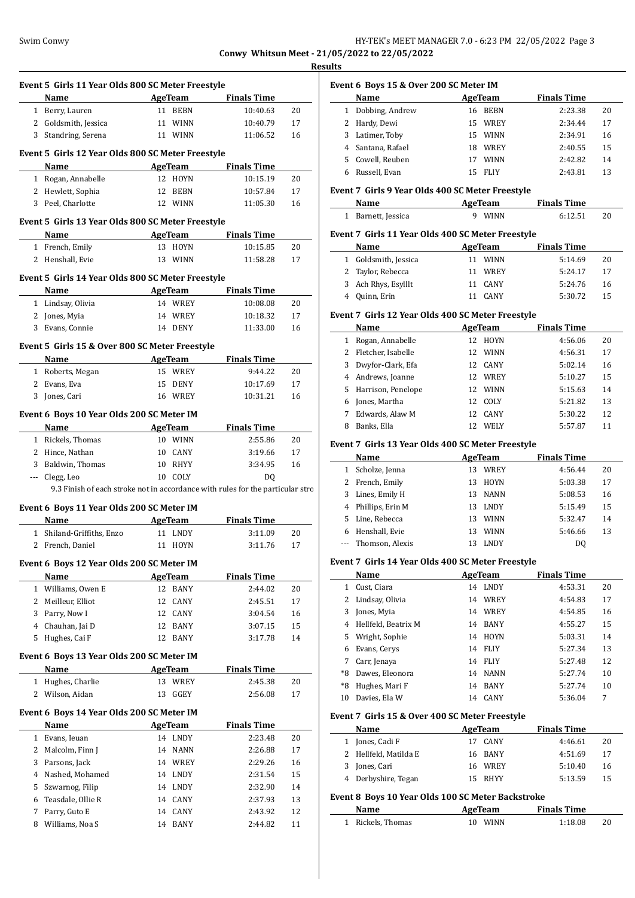**Conwy Whitsun Meet - 21/05/2022 to 22/05/2022**

**Results**

### Event 5 Girls 11 Year Olds 800 SC Meter Freestyle

| | Name | Age | Team | Finals Time | |
|---|---|---|---|---|---|
| 1 | Berry, Lauren | 11 | BEBN | 10:40.63 | 20 |
| 2 | Goldsmith, Jessica | 11 | WINN | 10:40.79 | 17 |
| 3 | Standring, Serena | 11 | WINN | 11:06.52 | 16 |

### Event 5 Girls 12 Year Olds 800 SC Meter Freestyle

| | Name | Age | Team | Finals Time | |
|---|---|---|---|---|---|
| 1 | Rogan, Annabelle | 12 | HOYN | 10:15.19 | 20 |
| 2 | Hewlett, Sophia | 12 | BEBN | 10:57.84 | 17 |
| 3 | Peel, Charlotte | 12 | WINN | 11:05.30 | 16 |

### Event 5 Girls 13 Year Olds 800 SC Meter Freestyle

| | Name | Age | Team | Finals Time | |
|---|---|---|---|---|---|
| 1 | French, Emily | 13 | HOYN | 10:15.85 | 20 |
| 2 | Henshall, Evie | 13 | WINN | 11:58.28 | 17 |

### Event 5 Girls 14 Year Olds 800 SC Meter Freestyle

| | Name | Age | Team | Finals Time | |
|---|---|---|---|---|---|
| 1 | Lindsay, Olivia | 14 | WREY | 10:08.08 | 20 |
| 2 | Jones, Myia | 14 | WREY | 10:18.32 | 17 |
| 3 | Evans, Connie | 14 | DENY | 11:33.00 | 16 |

### Event 5 Girls 15 & Over 800 SC Meter Freestyle

| | Name | Age | Team | Finals Time | |
|---|---|---|---|---|---|
| 1 | Roberts, Megan | 15 | WREY | 9:44.22 | 20 |
| 2 | Evans, Eva | 15 | DENY | 10:17.69 | 17 |
| 3 | Jones, Cari | 16 | WREY | 10:31.21 | 16 |

### Event 6 Boys 10 Year Olds 200 SC Meter IM

| | Name | Age | Team | Finals Time | |
|---|---|---|---|---|---|
| 1 | Rickels, Thomas | 10 | WINN | 2:55.86 | 20 |
| 2 | Hince, Nathan | 10 | CANY | 3:19.66 | 17 |
| 3 | Baldwin, Thomas | 10 | RHYY | 3:34.95 | 16 |
| --- | Clegg, Leo | 10 | COLY | DQ | |

9.3 Finish of each stroke not in accordance with rules for the particular stro

### Event 6 Boys 11 Year Olds 200 SC Meter IM

| | Name | Age | Team | Finals Time | |
|---|---|---|---|---|---|
| 1 | Shiland-Griffiths, Enzo | 11 | LNDY | 3:11.09 | 20 |
| 2 | French, Daniel | 11 | HOYN | 3:11.76 | 17 |

### Event 6 Boys 12 Year Olds 200 SC Meter IM

| | Name | Age | Team | Finals Time | |
|---|---|---|---|---|---|
| 1 | Williams, Owen E | 12 | BANY | 2:44.02 | 20 |
| 2 | Meilleur, Elliot | 12 | CANY | 2:45.51 | 17 |
| 3 | Parry, Now I | 12 | CANY | 3:04.54 | 16 |
| 4 | Chauhan, Jai D | 12 | BANY | 3:07.15 | 15 |
| 5 | Hughes, Cai F | 12 | BANY | 3:17.78 | 14 |

### Event 6 Boys 13 Year Olds 200 SC Meter IM

| | Name | Age | Team | Finals Time | |
|---|---|---|---|---|---|
| 1 | Hughes, Charlie | 13 | WREY | 2:45.38 | 20 |
| 2 | Wilson, Aidan | 13 | GGEY | 2:56.08 | 17 |

### Event 6 Boys 14 Year Olds 200 SC Meter IM

| | Name | Age | Team | Finals Time | |
|---|---|---|---|---|---|
| 1 | Evans, Ieuan | 14 | LNDY | 2:23.48 | 20 |
| 2 | Malcolm, Finn J | 14 | NANN | 2:26.88 | 17 |
| 3 | Parsons, Jack | 14 | WREY | 2:29.26 | 16 |
| 4 | Nashed, Mohamed | 14 | LNDY | 2:31.54 | 15 |
| 5 | Szwarnog, Filip | 14 | LNDY | 2:32.90 | 14 |
| 6 | Teasdale, Ollie R | 14 | CANY | 2:37.93 | 13 |
| 7 | Parry, Guto E | 14 | CANY | 2:43.92 | 12 |
| 8 | Williams, Noa S | 14 | BANY | 2:44.82 | 11 |

### Event 6 Boys 15 & Over 200 SC Meter IM

| | Name | Age | Team | Finals Time | |
|---|---|---|---|---|---|
| 1 | Dobbing, Andrew | 16 | BEBN | 2:23.38 | 20 |
| 2 | Hardy, Dewi | 15 | WREY | 2:34.44 | 17 |
| 3 | Latimer, Toby | 15 | WINN | 2:34.91 | 16 |
| 4 | Santana, Rafael | 18 | WREY | 2:40.55 | 15 |
| 5 | Cowell, Reuben | 17 | WINN | 2:42.82 | 14 |
| 6 | Russell, Evan | 15 | FLIY | 2:43.81 | 13 |

### Event 7 Girls 9 Year Olds 400 SC Meter Freestyle

| | Name | Age | Team | Finals Time | |
|---|---|---|---|---|---|
| 1 | Barnett, Jessica | 9 | WINN | 6:12.51 | 20 |

### Event 7 Girls 11 Year Olds 400 SC Meter Freestyle

| | Name | Age | Team | Finals Time | |
|---|---|---|---|---|---|
| 1 | Goldsmith, Jessica | 11 | WINN | 5:14.69 | 20 |
| 2 | Taylor, Rebecca | 11 | WREY | 5:24.17 | 17 |
| 3 | Ach Rhys, Esylllt | 11 | CANY | 5:24.76 | 16 |
| 4 | Quinn, Erin | 11 | CANY | 5:30.72 | 15 |

### Event 7 Girls 12 Year Olds 400 SC Meter Freestyle

| | Name | Age | Team | Finals Time | |
|---|---|---|---|---|---|
| 1 | Rogan, Annabelle | 12 | HOYN | 4:56.06 | 20 |
| 2 | Fletcher, Isabelle | 12 | WINN | 4:56.31 | 17 |
| 3 | Dwyfor-Clark, Efa | 12 | CANY | 5:02.14 | 16 |
| 4 | Andrews, Joanne | 12 | WREY | 5:10.27 | 15 |
| 5 | Harrison, Penelope | 12 | WINN | 5:15.63 | 14 |
| 6 | Jones, Martha | 12 | COLY | 5:21.82 | 13 |
| 7 | Edwards, Alaw M | 12 | CANY | 5:30.22 | 12 |
| 8 | Banks, Ella | 12 | WELY | 5:57.87 | 11 |

### Event 7 Girls 13 Year Olds 400 SC Meter Freestyle

| | Name | Age | Team | Finals Time | |
|---|---|---|---|---|---|
| 1 | Scholze, Jenna | 13 | WREY | 4:56.44 | 20 |
| 2 | French, Emily | 13 | HOYN | 5:03.38 | 17 |
| 3 | Lines, Emily H | 13 | NANN | 5:08.53 | 16 |
| 4 | Phillips, Erin M | 13 | LNDY | 5:15.49 | 15 |
| 5 | Line, Rebecca | 13 | WINN | 5:32.47 | 14 |
| 6 | Henshall, Evie | 13 | WINN | 5:46.66 | 13 |
| --- | Thomson, Alexis | 13 | LNDY | DQ | |

### Event 7 Girls 14 Year Olds 400 SC Meter Freestyle

| | Name | Age | Team | Finals Time | |
|---|---|---|---|---|---|
| 1 | Cust, Ciara | 14 | LNDY | 4:53.31 | 20 |
| 2 | Lindsay, Olivia | 14 | WREY | 4:54.83 | 17 |
| 3 | Jones, Myia | 14 | WREY | 4:54.85 | 16 |
| 4 | Hellfeld, Beatrix M | 14 | BANY | 4:55.27 | 15 |
| 5 | Wright, Sophie | 14 | HOYN | 5:03.31 | 14 |
| 6 | Evans, Cerys | 14 | FLIY | 5:27.34 | 13 |
| 7 | Carr, Jenaya | 14 | FLIY | 5:27.48 | 12 |
| *8 | Dawes, Eleonora | 14 | NANN | 5:27.74 | 10 |
| *8 | Hughes, Mari F | 14 | BANY | 5:27.74 | 10 |
| 10 | Davies, Ela W | 14 | CANY | 5:36.04 | 7 |

### Event 7 Girls 15 & Over 400 SC Meter Freestyle

| | Name | Age | Team | Finals Time | |
|---|---|---|---|---|---|
| 1 | Jones, Cadi F | 17 | CANY | 4:46.61 | 20 |
| 2 | Hellfeld, Matilda E | 16 | BANY | 4:51.69 | 17 |
| 3 | Jones, Cari | 16 | WREY | 5:10.40 | 16 |
| 4 | Derbyshire, Tegan | 15 | RHYY | 5:13.59 | 15 |

### Event 8 Boys 10 Year Olds 100 SC Meter Backstroke

| | Name | Age | Team | Finals Time | |
|---|---|---|---|---|---|
| 1 | Rickels, Thomas | 10 | WINN | 1:18.08 | 20 |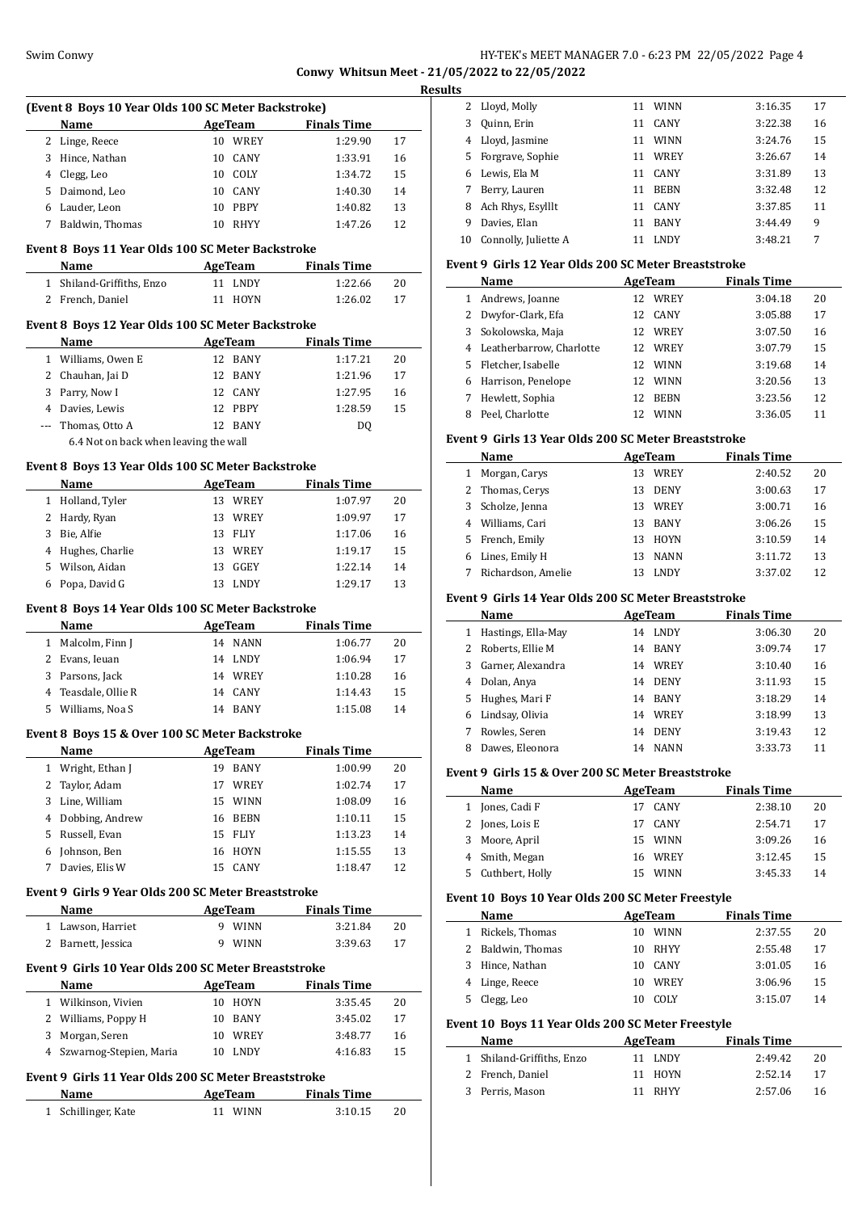## (Event 8 Boys 10 Year Olds 100 SC Meter Backstroke)

| | Name | Age | Team | Finals Time | |
|---|---|---|---|---|---|
| 2 | Linge, Reece | 10 | WREY | 1:29.90 | 17 |
| 3 | Hince, Nathan | 10 | CANY | 1:33.91 | 16 |
| 4 | Clegg, Leo | 10 | COLY | 1:34.72 | 15 |
| 5 | Daimond, Leo | 10 | CANY | 1:40.30 | 14 |
| 6 | Lauder, Leon | 10 | PBPY | 1:40.82 | 13 |
| 7 | Baldwin, Thomas | 10 | RHYY | 1:47.26 | 12 |

## Event 8 Boys 11 Year Olds 100 SC Meter Backstroke

| | Name | Age | Team | Finals Time | |
|---|---|---|---|---|---|
| 1 | Shiland-Griffiths, Enzo | 11 | LNDY | 1:22.66 | 20 |
| 2 | French, Daniel | 11 | HOYN | 1:26.02 | 17 |

## Event 8 Boys 12 Year Olds 100 SC Meter Backstroke

| | Name | Age | Team | Finals Time | |
|---|---|---|---|---|---|
| 1 | Williams, Owen E | 12 | BANY | 1:17.21 | 20 |
| 2 | Chauhan, Jai D | 12 | BANY | 1:21.96 | 17 |
| 3 | Parry, Now I | 12 | CANY | 1:27.95 | 16 |
| 4 | Davies, Lewis | 12 | PBPY | 1:28.59 | 15 |
| --- | Thomas, Otto A | 12 | BANY | DQ | |

6.4 Not on back when leaving the wall

## Event 8 Boys 13 Year Olds 100 SC Meter Backstroke

| | Name | Age | Team | Finals Time | |
|---|---|---|---|---|---|
| 1 | Holland, Tyler | 13 | WREY | 1:07.97 | 20 |
| 2 | Hardy, Ryan | 13 | WREY | 1:09.97 | 17 |
| 3 | Bie, Alfie | 13 | FLIY | 1:17.06 | 16 |
| 4 | Hughes, Charlie | 13 | WREY | 1:19.17 | 15 |
| 5 | Wilson, Aidan | 13 | GGEY | 1:22.14 | 14 |
| 6 | Popa, David G | 13 | LNDY | 1:29.17 | 13 |

## Event 8 Boys 14 Year Olds 100 SC Meter Backstroke

| | Name | Age | Team | Finals Time | |
|---|---|---|---|---|---|
| 1 | Malcolm, Finn J | 14 | NANN | 1:06.77 | 20 |
| 2 | Evans, Ieuan | 14 | LNDY | 1:06.94 | 17 |
| 3 | Parsons, Jack | 14 | WREY | 1:10.28 | 16 |
| 4 | Teasdale, Ollie R | 14 | CANY | 1:14.43 | 15 |
| 5 | Williams, Noa S | 14 | BANY | 1:15.08 | 14 |

## Event 8 Boys 15 & Over 100 SC Meter Backstroke

| | Name | Age | Team | Finals Time | |
|---|---|---|---|---|---|
| 1 | Wright, Ethan J | 19 | BANY | 1:00.99 | 20 |
| 2 | Taylor, Adam | 17 | WREY | 1:02.74 | 17 |
| 3 | Line, William | 15 | WINN | 1:08.09 | 16 |
| 4 | Dobbing, Andrew | 16 | BEBN | 1:10.11 | 15 |
| 5 | Russell, Evan | 15 | FLIY | 1:13.23 | 14 |
| 6 | Johnson, Ben | 16 | HOYN | 1:15.55 | 13 |
| 7 | Davies, Elis W | 15 | CANY | 1:18.47 | 12 |

## Event 9 Girls 9 Year Olds 200 SC Meter Breaststroke

| | Name | Age | Team | Finals Time | |
|---|---|---|---|---|---|
| 1 | Lawson, Harriet | 9 | WINN | 3:21.84 | 20 |
| 2 | Barnett, Jessica | 9 | WINN | 3:39.63 | 17 |

## Event 9 Girls 10 Year Olds 200 SC Meter Breaststroke

| | Name | Age | Team | Finals Time | |
|---|---|---|---|---|---|
| 1 | Wilkinson, Vivien | 10 | HOYN | 3:35.45 | 20 |
| 2 | Williams, Poppy H | 10 | BANY | 3:45.02 | 17 |
| 3 | Morgan, Seren | 10 | WREY | 3:48.77 | 16 |
| 4 | Szwarnog-Stepien, Maria | 10 | LNDY | 4:16.83 | 15 |

## Event 9 Girls 11 Year Olds 200 SC Meter Breaststroke

| | Name | Age | Team | Finals Time | |
|---|---|---|---|---|---|
| 1 | Schillinger, Kate | 11 | WINN | 3:10.15 | 20 |
| 2 | Lloyd, Molly | 11 | WINN | 3:16.35 | 17 |
| 3 | Quinn, Erin | 11 | CANY | 3:22.38 | 16 |
| 4 | Lloyd, Jasmine | 11 | WINN | 3:24.76 | 15 |
| 5 | Forgrave, Sophie | 11 | WREY | 3:26.67 | 14 |
| 6 | Lewis, Ela M | 11 | CANY | 3:31.89 | 13 |
| 7 | Berry, Lauren | 11 | BEBN | 3:32.48 | 12 |
| 8 | Ach Rhys, Esyllt | 11 | CANY | 3:37.85 | 11 |
| 9 | Davies, Elan | 11 | BANY | 3:44.49 | 9 |
| 10 | Connolly, Juliette A | 11 | LNDY | 3:48.21 | 7 |

## Event 9 Girls 12 Year Olds 200 SC Meter Breaststroke

| | Name | Age | Team | Finals Time | |
|---|---|---|---|---|---|
| 1 | Andrews, Joanne | 12 | WREY | 3:04.18 | 20 |
| 2 | Dwyfor-Clark, Efa | 12 | CANY | 3:05.88 | 17 |
| 3 | Sokolowska, Maja | 12 | WREY | 3:07.50 | 16 |
| 4 | Leatherbarrow, Charlotte | 12 | WREY | 3:07.79 | 15 |
| 5 | Fletcher, Isabelle | 12 | WINN | 3:19.68 | 14 |
| 6 | Harrison, Penelope | 12 | WINN | 3:20.56 | 13 |
| 7 | Hewlett, Sophia | 12 | BEBN | 3:23.56 | 12 |
| 8 | Peel, Charlotte | 12 | WINN | 3:36.05 | 11 |

## Event 9 Girls 13 Year Olds 200 SC Meter Breaststroke

| | Name | Age | Team | Finals Time | |
|---|---|---|---|---|---|
| 1 | Morgan, Carys | 13 | WREY | 2:40.52 | 20 |
| 2 | Thomas, Cerys | 13 | DENY | 3:00.63 | 17 |
| 3 | Scholze, Jenna | 13 | WREY | 3:00.71 | 16 |
| 4 | Williams, Cari | 13 | BANY | 3:06.26 | 15 |
| 5 | French, Emily | 13 | HOYN | 3:10.59 | 14 |
| 6 | Lines, Emily H | 13 | NANN | 3:11.72 | 13 |
| 7 | Richardson, Amelie | 13 | LNDY | 3:37.02 | 12 |

## Event 9 Girls 14 Year Olds 200 SC Meter Breaststroke

| | Name | Age | Team | Finals Time | |
|---|---|---|---|---|---|
| 1 | Hastings, Ella-May | 14 | LNDY | 3:06.30 | 20 |
| 2 | Roberts, Ellie M | 14 | BANY | 3:09.74 | 17 |
| 3 | Garner, Alexandra | 14 | WREY | 3:10.40 | 16 |
| 4 | Dolan, Anya | 14 | DENY | 3:11.93 | 15 |
| 5 | Hughes, Mari F | 14 | BANY | 3:18.29 | 14 |
| 6 | Lindsay, Olivia | 14 | WREY | 3:18.99 | 13 |
| 7 | Rowles, Seren | 14 | DENY | 3:19.43 | 12 |
| 8 | Dawes, Eleonora | 14 | NANN | 3:33.73 | 11 |

## Event 9 Girls 15 & Over 200 SC Meter Breaststroke

| | Name | Age | Team | Finals Time | |
|---|---|---|---|---|---|
| 1 | Jones, Cadi F | 17 | CANY | 2:38.10 | 20 |
| 2 | Jones, Lois E | 17 | CANY | 2:54.71 | 17 |
| 3 | Moore, April | 15 | WINN | 3:09.26 | 16 |
| 4 | Smith, Megan | 16 | WREY | 3:12.45 | 15 |
| 5 | Cuthbert, Holly | 15 | WINN | 3:45.33 | 14 |

## Event 10 Boys 10 Year Olds 200 SC Meter Freestyle

| | Name | Age | Team | Finals Time | |
|---|---|---|---|---|---|
| 1 | Rickels, Thomas | 10 | WINN | 2:37.55 | 20 |
| 2 | Baldwin, Thomas | 10 | RHYY | 2:55.48 | 17 |
| 3 | Hince, Nathan | 10 | CANY | 3:01.05 | 16 |
| 4 | Linge, Reece | 10 | WREY | 3:06.96 | 15 |
| 5 | Clegg, Leo | 10 | COLY | 3:15.07 | 14 |

## Event 10 Boys 11 Year Olds 200 SC Meter Freestyle

| | Name | Age | Team | Finals Time | |
|---|---|---|---|---|---|
| 1 | Shiland-Griffiths, Enzo | 11 | LNDY | 2:49.42 | 20 |
| 2 | French, Daniel | 11 | HOYN | 2:52.14 | 17 |
| 3 | Perris, Mason | 11 | RHYY | 2:57.06 | 16 |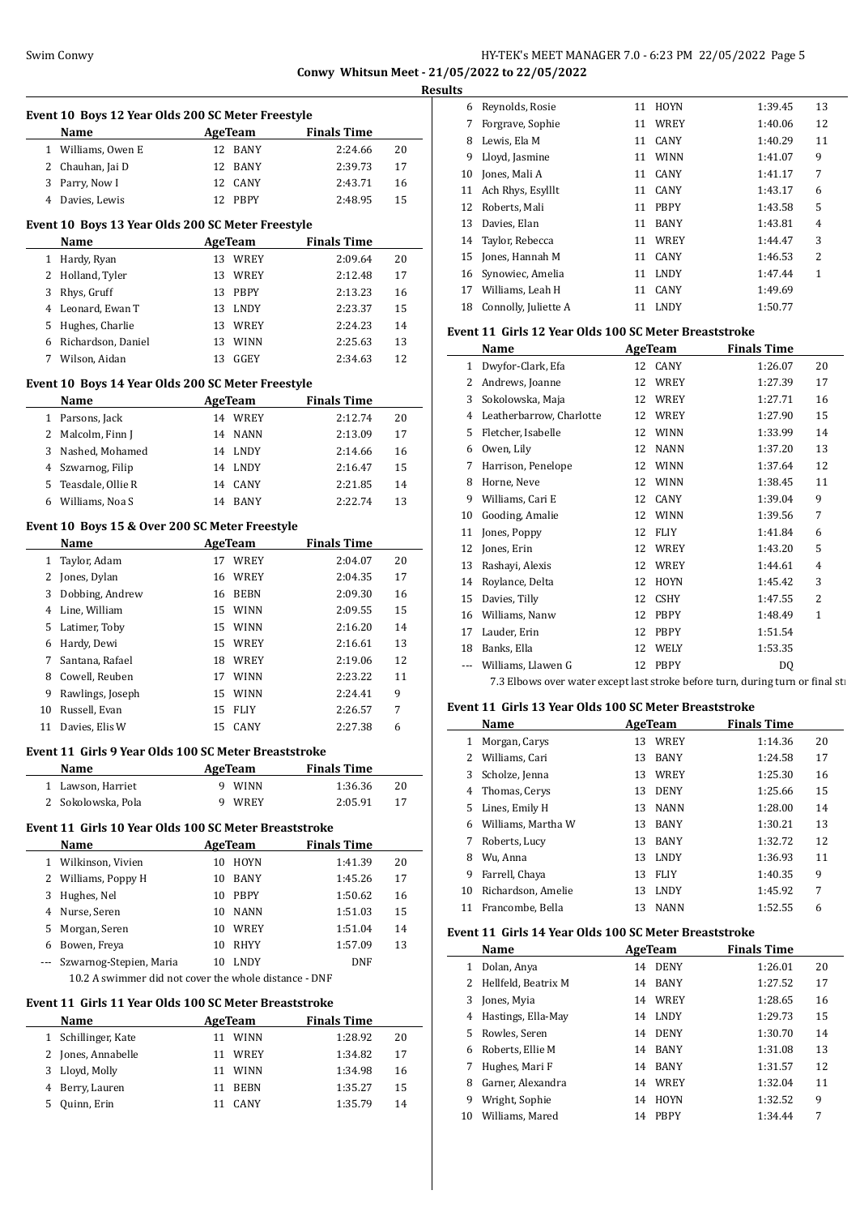### Event 10 Boys 12 Year Olds 200 SC Meter Freestyle

| | Name | Age | Team | Finals Time | |
|---|---|---|---|---|---|
| 1 | Williams, Owen E | 12 | BANY | 2:24.66 | 20 |
| 2 | Chauhan, Jai D | 12 | BANY | 2:39.73 | 17 |
| 3 | Parry, Now I | 12 | CANY | 2:43.71 | 16 |
| 4 | Davies, Lewis | 12 | PBPY | 2:48.95 | 15 |

### Event 10 Boys 13 Year Olds 200 SC Meter Freestyle

| | Name | Age | Team | Finals Time | |
|---|---|---|---|---|---|
| 1 | Hardy, Ryan | 13 | WREY | 2:09.64 | 20 |
| 2 | Holland, Tyler | 13 | WREY | 2:12.48 | 17 |
| 3 | Rhys, Gruff | 13 | PBPY | 2:13.23 | 16 |
| 4 | Leonard, Ewan T | 13 | LNDY | 2:23.37 | 15 |
| 5 | Hughes, Charlie | 13 | WREY | 2:24.23 | 14 |
| 6 | Richardson, Daniel | 13 | WINN | 2:25.63 | 13 |
| 7 | Wilson, Aidan | 13 | GGEY | 2:34.63 | 12 |

### Event 10 Boys 14 Year Olds 200 SC Meter Freestyle

| | Name | Age | Team | Finals Time | |
|---|---|---|---|---|---|
| 1 | Parsons, Jack | 14 | WREY | 2:12.74 | 20 |
| 2 | Malcolm, Finn J | 14 | NANN | 2:13.09 | 17 |
| 3 | Nashed, Mohamed | 14 | LNDY | 2:14.66 | 16 |
| 4 | Szwarnog, Filip | 14 | LNDY | 2:16.47 | 15 |
| 5 | Teasdale, Ollie R | 14 | CANY | 2:21.85 | 14 |
| 6 | Williams, Noa S | 14 | BANY | 2:22.74 | 13 |

### Event 10 Boys 15 & Over 200 SC Meter Freestyle

| | Name | Age | Team | Finals Time | |
|---|---|---|---|---|---|
| 1 | Taylor, Adam | 17 | WREY | 2:04.07 | 20 |
| 2 | Jones, Dylan | 16 | WREY | 2:04.35 | 17 |
| 3 | Dobbing, Andrew | 16 | BEBN | 2:09.30 | 16 |
| 4 | Line, William | 15 | WINN | 2:09.55 | 15 |
| 5 | Latimer, Toby | 15 | WINN | 2:16.20 | 14 |
| 6 | Hardy, Dewi | 15 | WREY | 2:16.61 | 13 |
| 7 | Santana, Rafael | 18 | WREY | 2:19.06 | 12 |
| 8 | Cowell, Reuben | 17 | WINN | 2:23.22 | 11 |
| 9 | Rawlings, Joseph | 15 | WINN | 2:24.41 | 9 |
| 10 | Russell, Evan | 15 | FLIY | 2:26.57 | 7 |
| 11 | Davies, Elis W | 15 | CANY | 2:27.38 | 6 |

### Event 11 Girls 9 Year Olds 100 SC Meter Breaststroke

| | Name | Age | Team | Finals Time | |
|---|---|---|---|---|---|
| 1 | Lawson, Harriet | 9 | WINN | 1:36.36 | 20 |
| 2 | Sokolowska, Pola | 9 | WREY | 2:05.91 | 17 |

### Event 11 Girls 10 Year Olds 100 SC Meter Breaststroke

| | Name | Age | Team | Finals Time | |
|---|---|---|---|---|---|
| 1 | Wilkinson, Vivien | 10 | HOYN | 1:41.39 | 20 |
| 2 | Williams, Poppy H | 10 | BANY | 1:45.26 | 17 |
| 3 | Hughes, Nel | 10 | PBPY | 1:50.62 | 16 |
| 4 | Nurse, Seren | 10 | NANN | 1:51.03 | 15 |
| 5 | Morgan, Seren | 10 | WREY | 1:51.04 | 14 |
| 6 | Bowen, Freya | 10 | RHYY | 1:57.09 | 13 |
| --- | Szwarnog-Stepien, Maria | 10 | LNDY | DNF | |

10.2 A swimmer did not cover the whole distance - DNF

### Event 11 Girls 11 Year Olds 100 SC Meter Breaststroke

| | Name | Age | Team | Finals Time | |
|---|---|---|---|---|---|
| 1 | Schillinger, Kate | 11 | WINN | 1:28.92 | 20 |
| 2 | Jones, Annabelle | 11 | WREY | 1:34.82 | 17 |
| 3 | Lloyd, Molly | 11 | WINN | 1:34.98 | 16 |
| 4 | Berry, Lauren | 11 | BEBN | 1:35.27 | 15 |
| 5 | Quinn, Erin | 11 | CANY | 1:35.79 | 14 |
| 6 | Reynolds, Rosie | 11 | HOYN | 1:39.45 | 13 |
| 7 | Forgrave, Sophie | 11 | WREY | 1:40.06 | 12 |
| 8 | Lewis, Ela M | 11 | CANY | 1:40.29 | 11 |
| 9 | Lloyd, Jasmine | 11 | WINN | 1:41.07 | 9 |
| 10 | Jones, Mali A | 11 | CANY | 1:41.17 | 7 |
| 11 | Ach Rhys, Esylllt | 11 | CANY | 1:43.17 | 6 |
| 12 | Roberts, Mali | 11 | PBPY | 1:43.58 | 5 |
| 13 | Davies, Elan | 11 | BANY | 1:43.81 | 4 |
| 14 | Taylor, Rebecca | 11 | WREY | 1:44.47 | 3 |
| 15 | Jones, Hannah M | 11 | CANY | 1:46.53 | 2 |
| 16 | Synowiec, Amelia | 11 | LNDY | 1:47.44 | 1 |
| 17 | Williams, Leah H | 11 | CANY | 1:49.69 | |
| 18 | Connolly, Juliette A | 11 | LNDY | 1:50.77 | |

### Event 11 Girls 12 Year Olds 100 SC Meter Breaststroke

| | Name | Age | Team | Finals Time | |
|---|---|---|---|---|---|
| 1 | Dwyfor-Clark, Efa | 12 | CANY | 1:26.07 | 20 |
| 2 | Andrews, Joanne | 12 | WREY | 1:27.39 | 17 |
| 3 | Sokolowska, Maja | 12 | WREY | 1:27.71 | 16 |
| 4 | Leatherbarrow, Charlotte | 12 | WREY | 1:27.90 | 15 |
| 5 | Fletcher, Isabelle | 12 | WINN | 1:33.99 | 14 |
| 6 | Owen, Lily | 12 | NANN | 1:37.20 | 13 |
| 7 | Harrison, Penelope | 12 | WINN | 1:37.64 | 12 |
| 8 | Horne, Neve | 12 | WINN | 1:38.45 | 11 |
| 9 | Williams, Cari E | 12 | CANY | 1:39.04 | 9 |
| 10 | Gooding, Amalie | 12 | WINN | 1:39.56 | 7 |
| 11 | Jones, Poppy | 12 | FLIY | 1:41.84 | 6 |
| 12 | Jones, Erin | 12 | WREY | 1:43.20 | 5 |
| 13 | Rashayi, Alexis | 12 | WREY | 1:44.61 | 4 |
| 14 | Roylance, Delta | 12 | HOYN | 1:45.42 | 3 |
| 15 | Davies, Tilly | 12 | CSHY | 1:47.55 | 2 |
| 16 | Williams, Nanw | 12 | PBPY | 1:48.49 | 1 |
| 17 | Lauder, Erin | 12 | PBPY | 1:51.54 | |
| 18 | Banks, Ella | 12 | WELY | 1:53.35 | |
| --- | Williams, Llawen G | 12 | PBPY | DQ | |

7.3 Elbows over water except last stroke before turn, during turn or final st

### Event 11 Girls 13 Year Olds 100 SC Meter Breaststroke

| | Name | Age | Team | Finals Time | |
|---|---|---|---|---|---|
| 1 | Morgan, Carys | 13 | WREY | 1:14.36 | 20 |
| 2 | Williams, Cari | 13 | BANY | 1:24.58 | 17 |
| 3 | Scholze, Jenna | 13 | WREY | 1:25.30 | 16 |
| 4 | Thomas, Cerys | 13 | DENY | 1:25.66 | 15 |
| 5 | Lines, Emily H | 13 | NANN | 1:28.00 | 14 |
| 6 | Williams, Martha W | 13 | BANY | 1:30.21 | 13 |
| 7 | Roberts, Lucy | 13 | BANY | 1:32.72 | 12 |
| 8 | Wu, Anna | 13 | LNDY | 1:36.93 | 11 |
| 9 | Farrell, Chaya | 13 | FLIY | 1:40.35 | 9 |
| 10 | Richardson, Amelie | 13 | LNDY | 1:45.92 | 7 |
| 11 | Francombe, Bella | 13 | NANN | 1:52.55 | 6 |

### Event 11 Girls 14 Year Olds 100 SC Meter Breaststroke

| | Name | Age | Team | Finals Time | |
|---|---|---|---|---|---|
| 1 | Dolan, Anya | 14 | DENY | 1:26.01 | 20 |
| 2 | Hellfeld, Beatrix M | 14 | BANY | 1:27.52 | 17 |
| 3 | Jones, Myia | 14 | WREY | 1:28.65 | 16 |
| 4 | Hastings, Ella-May | 14 | LNDY | 1:29.73 | 15 |
| 5 | Rowles, Seren | 14 | DENY | 1:30.70 | 14 |
| 6 | Roberts, Ellie M | 14 | BANY | 1:31.08 | 13 |
| 7 | Hughes, Mari F | 14 | BANY | 1:31.57 | 12 |
| 8 | Garner, Alexandra | 14 | WREY | 1:32.04 | 11 |
| 9 | Wright, Sophie | 14 | HOYN | 1:32.52 | 9 |
| 10 | Williams, Mared | 14 | PBPY | 1:34.44 | 7 |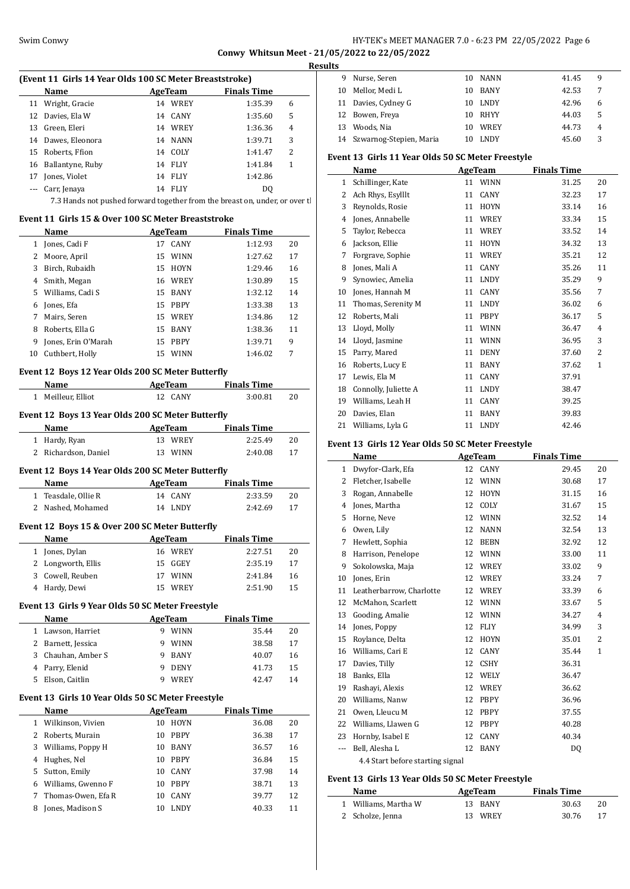**Conwy Whitsun Meet - 21/05/2022 to 22/05/2022**

**Results**

### (Event 11 Girls 14 Year Olds 100 SC Meter Breaststroke)

| | Name | Age | Team | Finals Time | |
|---|---|---|---|---|---|
| 11 | Wright, Gracie | 14 | WREY | 1:35.39 | 6 |
| 12 | Davies, Ela W | 14 | CANY | 1:35.60 | 5 |
| 13 | Green, Eleri | 14 | WREY | 1:36.36 | 4 |
| 14 | Dawes, Eleonora | 14 | NANN | 1:39.71 | 3 |
| 15 | Roberts, Ffion | 14 | COLY | 1:41.47 | 2 |
| 16 | Ballantyne, Ruby | 14 | FLIY | 1:41.84 | 1 |
| 17 | Jones, Violet | 14 | FLIY | 1:42.86 | |
| --- | Carr, Jenaya | 14 | FLIY | DQ | |

7.3 Hands not pushed forward together from the breast on, under, or over t

### Event 11 Girls 15 & Over 100 SC Meter Breaststroke

| | Name | Age | Team | Finals Time | |
|---|---|---|---|---|---|
| 1 | Jones, Cadi F | 17 | CANY | 1:12.93 | 20 |
| 2 | Moore, April | 15 | WINN | 1:27.62 | 17 |
| 3 | Birch, Rubaidh | 15 | HOYN | 1:29.46 | 16 |
| 4 | Smith, Megan | 16 | WREY | 1:30.89 | 15 |
| 5 | Williams, Cadi S | 15 | BANY | 1:32.12 | 14 |
| 6 | Jones, Efa | 15 | PBPY | 1:33.38 | 13 |
| 7 | Mairs, Seren | 15 | WREY | 1:34.86 | 12 |
| 8 | Roberts, Ella G | 15 | BANY | 1:38.36 | 11 |
| 9 | Jones, Erin O'Marah | 15 | PBPY | 1:39.71 | 9 |
| 10 | Cuthbert, Holly | 15 | WINN | 1:46.02 | 7 |

### Event 12 Boys 12 Year Olds 200 SC Meter Butterfly

| | Name | Age | Team | Finals Time | |
|---|---|---|---|---|---|
| 1 | Meilleur, Elliot | 12 | CANY | 3:00.81 | 20 |

### Event 12 Boys 13 Year Olds 200 SC Meter Butterfly

| | Name | Age | Team | Finals Time | |
|---|---|---|---|---|---|
| 1 | Hardy, Ryan | 13 | WREY | 2:25.49 | 20 |
| 2 | Richardson, Daniel | 13 | WINN | 2:40.08 | 17 |

### Event 12 Boys 14 Year Olds 200 SC Meter Butterfly

| | Name | Age | Team | Finals Time | |
|---|---|---|---|---|---|
| 1 | Teasdale, Ollie R | 14 | CANY | 2:33.59 | 20 |
| 2 | Nashed, Mohamed | 14 | LNDY | 2:42.69 | 17 |

### Event 12 Boys 15 & Over 200 SC Meter Butterfly

| | Name | Age | Team | Finals Time | |
|---|---|---|---|---|---|
| 1 | Jones, Dylan | 16 | WREY | 2:27.51 | 20 |
| 2 | Longworth, Ellis | 15 | GGEY | 2:35.19 | 17 |
| 3 | Cowell, Reuben | 17 | WINN | 2:41.84 | 16 |
| 4 | Hardy, Dewi | 15 | WREY | 2:51.90 | 15 |

### Event 13 Girls 9 Year Olds 50 SC Meter Freestyle

| | Name | Age | Team | Finals Time | |
|---|---|---|---|---|---|
| 1 | Lawson, Harriet | 9 | WINN | 35.44 | 20 |
| 2 | Barnett, Jessica | 9 | WINN | 38.58 | 17 |
| 3 | Chauhan, Amber S | 9 | BANY | 40.07 | 16 |
| 4 | Parry, Elenid | 9 | DENY | 41.73 | 15 |
| 5 | Elson, Caitlin | 9 | WREY | 42.47 | 14 |

### Event 13 Girls 10 Year Olds 50 SC Meter Freestyle

| | Name | Age | Team | Finals Time | |
|---|---|---|---|---|---|
| 1 | Wilkinson, Vivien | 10 | HOYN | 36.08 | 20 |
| 2 | Roberts, Murain | 10 | PBPY | 36.38 | 17 |
| 3 | Williams, Poppy H | 10 | BANY | 36.57 | 16 |
| 4 | Hughes, Nel | 10 | PBPY | 36.84 | 15 |
| 5 | Sutton, Emily | 10 | CANY | 37.98 | 14 |
| 6 | Williams, Gwenno F | 10 | PBPY | 38.71 | 13 |
| 7 | Thomas-Owen, Efa R | 10 | CANY | 39.77 | 12 |
| 8 | Jones, Madison S | 10 | LNDY | 40.33 | 11 |
| 9 | Nurse, Seren | 10 | NANN | 41.45 | 9 |
| 10 | Mellor, Medi L | 10 | BANY | 42.53 | 7 |
| 11 | Davies, Cydney G | 10 | LNDY | 42.96 | 6 |
| 12 | Bowen, Freya | 10 | RHYY | 44.03 | 5 |
| 13 | Woods, Nia | 10 | WREY | 44.73 | 4 |
| 14 | Szwarnog-Stepien, Maria | 10 | LNDY | 45.60 | 3 |

### Event 13 Girls 11 Year Olds 50 SC Meter Freestyle

| | Name | Age | Team | Finals Time | |
|---|---|---|---|---|---|
| 1 | Schillinger, Kate | 11 | WINN | 31.25 | 20 |
| 2 | Ach Rhys, Esylllt | 11 | CANY | 32.23 | 17 |
| 3 | Reynolds, Rosie | 11 | HOYN | 33.14 | 16 |
| 4 | Jones, Annabelle | 11 | WREY | 33.34 | 15 |
| 5 | Taylor, Rebecca | 11 | WREY | 33.52 | 14 |
| 6 | Jackson, Ellie | 11 | HOYN | 34.32 | 13 |
| 7 | Forgrave, Sophie | 11 | WREY | 35.21 | 12 |
| 8 | Jones, Mali A | 11 | CANY | 35.26 | 11 |
| 9 | Synowiec, Amelia | 11 | LNDY | 35.29 | 9 |
| 10 | Jones, Hannah M | 11 | CANY | 35.56 | 7 |
| 11 | Thomas, Serenity M | 11 | LNDY | 36.02 | 6 |
| 12 | Roberts, Mali | 11 | PBPY | 36.17 | 5 |
| 13 | Lloyd, Molly | 11 | WINN | 36.47 | 4 |
| 14 | Lloyd, Jasmine | 11 | WINN | 36.95 | 3 |
| 15 | Parry, Mared | 11 | DENY | 37.60 | 2 |
| 16 | Roberts, Lucy E | 11 | BANY | 37.62 | 1 |
| 17 | Lewis, Ela M | 11 | CANY | 37.91 | |
| 18 | Connolly, Juliette A | 11 | LNDY | 38.47 | |
| 19 | Williams, Leah H | 11 | CANY | 39.25 | |
| 20 | Davies, Elan | 11 | BANY | 39.83 | |
| 21 | Williams, Lyla G | 11 | LNDY | 42.46 | |

### Event 13 Girls 12 Year Olds 50 SC Meter Freestyle

| | Name | Age | Team | Finals Time | |
|---|---|---|---|---|---|
| 1 | Dwyfor-Clark, Efa | 12 | CANY | 29.45 | 20 |
| 2 | Fletcher, Isabelle | 12 | WINN | 30.68 | 17 |
| 3 | Rogan, Annabelle | 12 | HOYN | 31.15 | 16 |
| 4 | Jones, Martha | 12 | COLY | 31.67 | 15 |
| 5 | Horne, Neve | 12 | WINN | 32.52 | 14 |
| 6 | Owen, Lily | 12 | NANN | 32.54 | 13 |
| 7 | Hewlett, Sophia | 12 | BEBN | 32.92 | 12 |
| 8 | Harrison, Penelope | 12 | WINN | 33.00 | 11 |
| 9 | Sokolowska, Maja | 12 | WREY | 33.02 | 9 |
| 10 | Jones, Erin | 12 | WREY | 33.24 | 7 |
| 11 | Leatherbarrow, Charlotte | 12 | WREY | 33.39 | 6 |
| 12 | McMahon, Scarlett | 12 | WINN | 33.67 | 5 |
| 13 | Gooding, Amalie | 12 | WINN | 34.27 | 4 |
| 14 | Jones, Poppy | 12 | FLIY | 34.99 | 3 |
| 15 | Roylance, Delta | 12 | HOYN | 35.01 | 2 |
| 16 | Williams, Cari E | 12 | CANY | 35.44 | 1 |
| 17 | Davies, Tilly | 12 | CSHY | 36.31 | |
| 18 | Banks, Ella | 12 | WELY | 36.47 | |
| 19 | Rashayi, Alexis | 12 | WREY | 36.62 | |
| 20 | Williams, Nanw | 12 | PBPY | 36.96 | |
| 21 | Owen, Lleucu M | 12 | PBPY | 37.55 | |
| 22 | Williams, Llawen G | 12 | PBPY | 40.28 | |
| 23 | Hornby, Isabel E | 12 | CANY | 40.34 | |
| --- | Bell, Alesha L | 12 | BANY | DQ | |

4.4 Start before starting signal

### Event 13 Girls 13 Year Olds 50 SC Meter Freestyle

| | Name | Age | Team | Finals Time | |
|---|---|---|---|---|---|
| 1 | Williams, Martha W | 13 | BANY | 30.63 | 20 |
| 2 | Scholze, Jenna | 13 | WREY | 30.76 | 17 |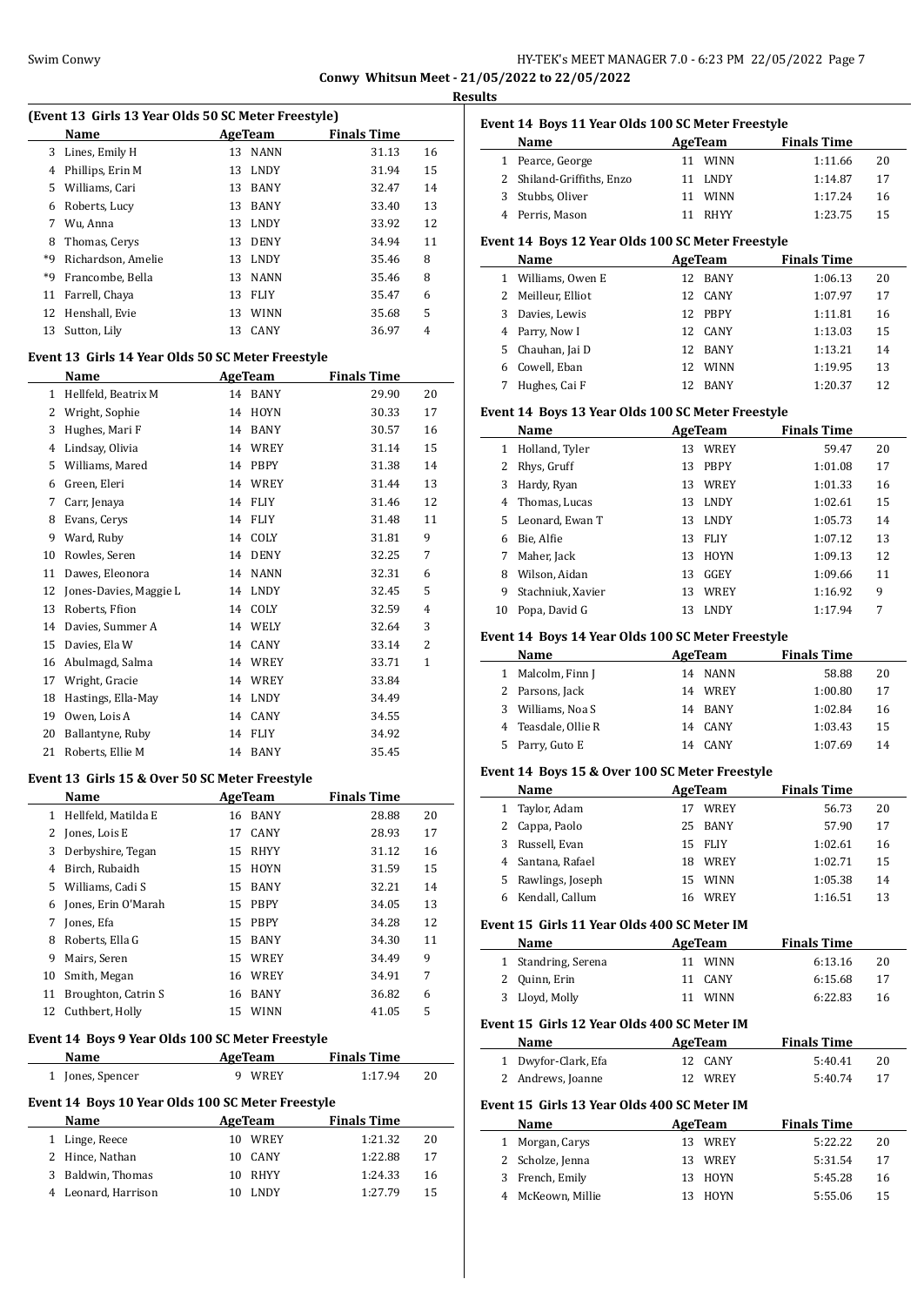**Conwy Whitsun Meet - 21/05/2022 to 22/05/2022**

**Results**

### (Event 13 Girls 13 Year Olds 50 SC Meter Freestyle)

| | Name | Age | Team | Finals Time | |
|---|---|---|---|---|---|
| 3 | Lines, Emily H | 13 | NANN | 31.13 | 16 |
| 4 | Phillips, Erin M | 13 | LNDY | 31.94 | 15 |
| 5 | Williams, Cari | 13 | BANY | 32.47 | 14 |
| 6 | Roberts, Lucy | 13 | BANY | 33.40 | 13 |
| 7 | Wu, Anna | 13 | LNDY | 33.92 | 12 |
| 8 | Thomas, Cerys | 13 | DENY | 34.94 | 11 |
| *9 | Richardson, Amelie | 13 | LNDY | 35.46 | 8 |
| *9 | Francombe, Bella | 13 | NANN | 35.46 | 8 |
| 11 | Farrell, Chaya | 13 | FLIY | 35.47 | 6 |
| 12 | Henshall, Evie | 13 | WINN | 35.68 | 5 |
| 13 | Sutton, Lily | 13 | CANY | 36.97 | 4 |

### Event 13 Girls 14 Year Olds 50 SC Meter Freestyle

| | Name | Age | Team | Finals Time | |
|---|---|---|---|---|---|
| 1 | Hellfeld, Beatrix M | 14 | BANY | 29.90 | 20 |
| 2 | Wright, Sophie | 14 | HOYN | 30.33 | 17 |
| 3 | Hughes, Mari F | 14 | BANY | 30.57 | 16 |
| 4 | Lindsay, Olivia | 14 | WREY | 31.14 | 15 |
| 5 | Williams, Mared | 14 | PBPY | 31.38 | 14 |
| 6 | Green, Eleri | 14 | WREY | 31.44 | 13 |
| 7 | Carr, Jenaya | 14 | FLIY | 31.46 | 12 |
| 8 | Evans, Cerys | 14 | FLIY | 31.48 | 11 |
| 9 | Ward, Ruby | 14 | COLY | 31.81 | 9 |
| 10 | Rowles, Seren | 14 | DENY | 32.25 | 7 |
| 11 | Dawes, Eleonora | 14 | NANN | 32.31 | 6 |
| 12 | Jones-Davies, Maggie L | 14 | LNDY | 32.45 | 5 |
| 13 | Roberts, Ffion | 14 | COLY | 32.59 | 4 |
| 14 | Davies, Summer A | 14 | WELY | 32.64 | 3 |
| 15 | Davies, Ela W | 14 | CANY | 33.14 | 2 |
| 16 | Abulmagd, Salma | 14 | WREY | 33.71 | 1 |
| 17 | Wright, Gracie | 14 | WREY | 33.84 | |
| 18 | Hastings, Ella-May | 14 | LNDY | 34.49 | |
| 19 | Owen, Lois A | 14 | CANY | 34.55 | |
| 20 | Ballantyne, Ruby | 14 | FLIY | 34.92 | |
| 21 | Roberts, Ellie M | 14 | BANY | 35.45 | |

### Event 13 Girls 15 & Over 50 SC Meter Freestyle

| | Name | Age | Team | Finals Time | |
|---|---|---|---|---|---|
| 1 | Hellfeld, Matilda E | 16 | BANY | 28.88 | 20 |
| 2 | Jones, Lois E | 17 | CANY | 28.93 | 17 |
| 3 | Derbyshire, Tegan | 15 | RHYY | 31.12 | 16 |
| 4 | Birch, Rubaidh | 15 | HOYN | 31.59 | 15 |
| 5 | Williams, Cadi S | 15 | BANY | 32.21 | 14 |
| 6 | Jones, Erin O'Marah | 15 | PBPY | 34.05 | 13 |
| 7 | Jones, Efa | 15 | PBPY | 34.28 | 12 |
| 8 | Roberts, Ella G | 15 | BANY | 34.30 | 11 |
| 9 | Mairs, Seren | 15 | WREY | 34.49 | 9 |
| 10 | Smith, Megan | 16 | WREY | 34.91 | 7 |
| 11 | Broughton, Catrin S | 16 | BANY | 36.82 | 6 |
| 12 | Cuthbert, Holly | 15 | WINN | 41.05 | 5 |

### Event 14 Boys 9 Year Olds 100 SC Meter Freestyle

| | Name | Age | Team | Finals Time | |
|---|---|---|---|---|---|
| 1 | Jones, Spencer | 9 | WREY | 1:17.94 | 20 |

### Event 14 Boys 10 Year Olds 100 SC Meter Freestyle

| | Name | Age | Team | Finals Time | |
|---|---|---|---|---|---|
| 1 | Linge, Reece | 10 | WREY | 1:21.32 | 20 |
| 2 | Hince, Nathan | 10 | CANY | 1:22.88 | 17 |
| 3 | Baldwin, Thomas | 10 | RHYY | 1:24.33 | 16 |
| 4 | Leonard, Harrison | 10 | LNDY | 1:27.79 | 15 |

### Event 14 Boys 11 Year Olds 100 SC Meter Freestyle

| | Name | Age | Team | Finals Time | |
|---|---|---|---|---|---|
| 1 | Pearce, George | 11 | WINN | 1:11.66 | 20 |
| 2 | Shiland-Griffiths, Enzo | 11 | LNDY | 1:14.87 | 17 |
| 3 | Stubbs, Oliver | 11 | WINN | 1:17.24 | 16 |
| 4 | Perris, Mason | 11 | RHYY | 1:23.75 | 15 |

### Event 14 Boys 12 Year Olds 100 SC Meter Freestyle

| | Name | Age | Team | Finals Time | |
|---|---|---|---|---|---|
| 1 | Williams, Owen E | 12 | BANY | 1:06.13 | 20 |
| 2 | Meilleur, Elliot | 12 | CANY | 1:07.97 | 17 |
| 3 | Davies, Lewis | 12 | PBPY | 1:11.81 | 16 |
| 4 | Parry, Now I | 12 | CANY | 1:13.03 | 15 |
| 5 | Chauhan, Jai D | 12 | BANY | 1:13.21 | 14 |
| 6 | Cowell, Eban | 12 | WINN | 1:19.95 | 13 |
| 7 | Hughes, Cai F | 12 | BANY | 1:20.37 | 12 |

### Event 14 Boys 13 Year Olds 100 SC Meter Freestyle

| | Name | Age | Team | Finals Time | |
|---|---|---|---|---|---|
| 1 | Holland, Tyler | 13 | WREY | 59.47 | 20 |
| 2 | Rhys, Gruff | 13 | PBPY | 1:01.08 | 17 |
| 3 | Hardy, Ryan | 13 | WREY | 1:01.33 | 16 |
| 4 | Thomas, Lucas | 13 | LNDY | 1:02.61 | 15 |
| 5 | Leonard, Ewan T | 13 | LNDY | 1:05.73 | 14 |
| 6 | Bie, Alfie | 13 | FLIY | 1:07.12 | 13 |
| 7 | Maher, Jack | 13 | HOYN | 1:09.13 | 12 |
| 8 | Wilson, Aidan | 13 | GGEY | 1:09.66 | 11 |
| 9 | Stachniuk, Xavier | 13 | WREY | 1:16.92 | 9 |
| 10 | Popa, David G | 13 | LNDY | 1:17.94 | 7 |

### Event 14 Boys 14 Year Olds 100 SC Meter Freestyle

| | Name | Age | Team | Finals Time | |
|---|---|---|---|---|---|
| 1 | Malcolm, Finn J | 14 | NANN | 58.88 | 20 |
| 2 | Parsons, Jack | 14 | WREY | 1:00.80 | 17 |
| 3 | Williams, Noa S | 14 | BANY | 1:02.84 | 16 |
| 4 | Teasdale, Ollie R | 14 | CANY | 1:03.43 | 15 |
| 5 | Parry, Guto E | 14 | CANY | 1:07.69 | 14 |

### Event 14 Boys 15 & Over 100 SC Meter Freestyle

| | Name | Age | Team | Finals Time | |
|---|---|---|---|---|---|
| 1 | Taylor, Adam | 17 | WREY | 56.73 | 20 |
| 2 | Cappa, Paolo | 25 | BANY | 57.90 | 17 |
| 3 | Russell, Evan | 15 | FLIY | 1:02.61 | 16 |
| 4 | Santana, Rafael | 18 | WREY | 1:02.71 | 15 |
| 5 | Rawlings, Joseph | 15 | WINN | 1:05.38 | 14 |
| 6 | Kendall, Callum | 16 | WREY | 1:16.51 | 13 |

### Event 15 Girls 11 Year Olds 400 SC Meter IM

| | Name | Age | Team | Finals Time | |
|---|---|---|---|---|---|
| 1 | Standring, Serena | 11 | WINN | 6:13.16 | 20 |
| 2 | Quinn, Erin | 11 | CANY | 6:15.68 | 17 |
| 3 | Lloyd, Molly | 11 | WINN | 6:22.83 | 16 |

### Event 15 Girls 12 Year Olds 400 SC Meter IM

| | Name | Age | Team | Finals Time | |
|---|---|---|---|---|---|
| 1 | Dwyfor-Clark, Efa | 12 | CANY | 5:40.41 | 20 |
| 2 | Andrews, Joanne | 12 | WREY | 5:40.74 | 17 |

### Event 15 Girls 13 Year Olds 400 SC Meter IM

| | Name | Age | Team | Finals Time | |
|---|---|---|---|---|---|
| 1 | Morgan, Carys | 13 | WREY | 5:22.22 | 20 |
| 2 | Scholze, Jenna | 13 | WREY | 5:31.54 | 17 |
| 3 | French, Emily | 13 | HOYN | 5:45.28 | 16 |
| 4 | McKeown, Millie | 13 | HOYN | 5:55.06 | 15 |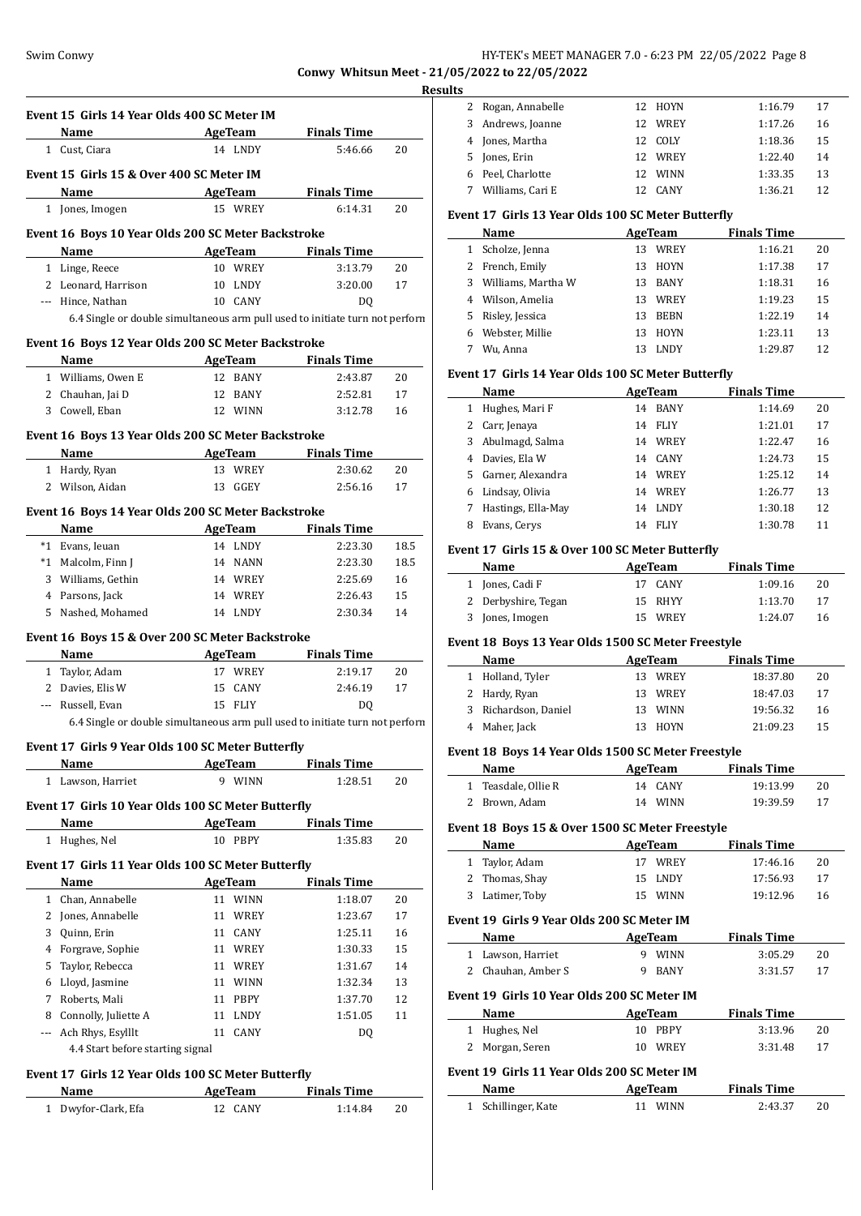**Conwy Whitsun Meet - 21/05/2022 to 22/05/2022**

**Results**

### Event 15 Girls 14 Year Olds 400 SC Meter IM

| | Name | Age | Team | Finals Time | |
|---|---|---|---|---|---|
| 1 | Cust, Ciara | 14 | LNDY | 5:46.66 | 20 |

### Event 15 Girls 15 & Over 400 SC Meter IM

| | Name | Age | Team | Finals Time | |
|---|---|---|---|---|---|
| 1 | Jones, Imogen | 15 | WREY | 6:14.31 | 20 |

### Event 16 Boys 10 Year Olds 200 SC Meter Backstroke

| | Name | Age | Team | Finals Time | |
|---|---|---|---|---|---|
| 1 | Linge, Reece | 10 | WREY | 3:13.79 | 20 |
| 2 | Leonard, Harrison | 10 | LNDY | 3:20.00 | 17 |
| --- | Hince, Nathan | 10 | CANY | DQ | |
| | 6.4 Single or double simultaneous arm pull used to initiate turn not perforn | | | | |

### Event 16 Boys 12 Year Olds 200 SC Meter Backstroke

| | Name | Age | Team | Finals Time | |
|---|---|---|---|---|---|
| 1 | Williams, Owen E | 12 | BANY | 2:43.87 | 20 |
| 2 | Chauhan, Jai D | 12 | BANY | 2:52.81 | 17 |
| 3 | Cowell, Eban | 12 | WINN | 3:12.78 | 16 |

### Event 16 Boys 13 Year Olds 200 SC Meter Backstroke

| | Name | Age | Team | Finals Time | |
|---|---|---|---|---|---|
| 1 | Hardy, Ryan | 13 | WREY | 2:30.62 | 20 |
| 2 | Wilson, Aidan | 13 | GGEY | 2:56.16 | 17 |

### Event 16 Boys 14 Year Olds 200 SC Meter Backstroke

| | Name | Age | Team | Finals Time | |
|---|---|---|---|---|---|
| *1 | Evans, Ieuan | 14 | LNDY | 2:23.30 | 18.5 |
| *1 | Malcolm, Finn J | 14 | NANN | 2:23.30 | 18.5 |
| 3 | Williams, Gethin | 14 | WREY | 2:25.69 | 16 |
| 4 | Parsons, Jack | 14 | WREY | 2:26.43 | 15 |
| 5 | Nashed, Mohamed | 14 | LNDY | 2:30.34 | 14 |

### Event 16 Boys 15 & Over 200 SC Meter Backstroke

| | Name | Age | Team | Finals Time | |
|---|---|---|---|---|---|
| 1 | Taylor, Adam | 17 | WREY | 2:19.17 | 20 |
| 2 | Davies, Elis W | 15 | CANY | 2:46.19 | 17 |
| --- | Russell, Evan | 15 | FLIY | DQ | |
| | 6.4 Single or double simultaneous arm pull used to initiate turn not perforn | | | | |

### Event 17 Girls 9 Year Olds 100 SC Meter Butterfly

| | Name | Age | Team | Finals Time | |
|---|---|---|---|---|---|
| 1 | Lawson, Harriet | 9 | WINN | 1:28.51 | 20 |

### Event 17 Girls 10 Year Olds 100 SC Meter Butterfly

| | Name | Age | Team | Finals Time | |
|---|---|---|---|---|---|
| 1 | Hughes, Nel | 10 | PBPY | 1:35.83 | 20 |

### Event 17 Girls 11 Year Olds 100 SC Meter Butterfly

| | Name | Age | Team | Finals Time | |
|---|---|---|---|---|---|
| 1 | Chan, Annabelle | 11 | WINN | 1:18.07 | 20 |
| 2 | Jones, Annabelle | 11 | WREY | 1:23.67 | 17 |
| 3 | Quinn, Erin | 11 | CANY | 1:25.11 | 16 |
| 4 | Forgrave, Sophie | 11 | WREY | 1:30.33 | 15 |
| 5 | Taylor, Rebecca | 11 | WREY | 1:31.67 | 14 |
| 6 | Lloyd, Jasmine | 11 | WINN | 1:32.34 | 13 |
| 7 | Roberts, Mali | 11 | PBPY | 1:37.70 | 12 |
| 8 | Connolly, Juliette A | 11 | LNDY | 1:51.05 | 11 |
| --- | Ach Rhys, Esylllt | 11 | CANY | DQ | |
| | 4.4 Start before starting signal | | | | |

### Event 17 Girls 12 Year Olds 100 SC Meter Butterfly

| | Name | Age | Team | Finals Time | |
|---|---|---|---|---|---|
| 1 | Dwyfor-Clark, Efa | 12 | CANY | 1:14.84 | 20 |
| 2 | Rogan, Annabelle | 12 | HOYN | 1:16.79 | 17 |
| 3 | Andrews, Joanne | 12 | WREY | 1:17.26 | 16 |
| 4 | Jones, Martha | 12 | COLY | 1:18.36 | 15 |
| 5 | Jones, Erin | 12 | WREY | 1:22.40 | 14 |
| 6 | Peel, Charlotte | 12 | WINN | 1:33.35 | 13 |
| 7 | Williams, Cari E | 12 | CANY | 1:36.21 | 12 |

### Event 17 Girls 13 Year Olds 100 SC Meter Butterfly

| | Name | Age | Team | Finals Time | |
|---|---|---|---|---|---|
| 1 | Scholze, Jenna | 13 | WREY | 1:16.21 | 20 |
| 2 | French, Emily | 13 | HOYN | 1:17.38 | 17 |
| 3 | Williams, Martha W | 13 | BANY | 1:18.31 | 16 |
| 4 | Wilson, Amelia | 13 | WREY | 1:19.23 | 15 |
| 5 | Risley, Jessica | 13 | BEBN | 1:22.19 | 14 |
| 6 | Webster, Millie | 13 | HOYN | 1:23.11 | 13 |
| 7 | Wu, Anna | 13 | LNDY | 1:29.87 | 12 |

### Event 17 Girls 14 Year Olds 100 SC Meter Butterfly

| | Name | Age | Team | Finals Time | |
|---|---|---|---|---|---|
| 1 | Hughes, Mari F | 14 | BANY | 1:14.69 | 20 |
| 2 | Carr, Jenaya | 14 | FLIY | 1:21.01 | 17 |
| 3 | Abulmagd, Salma | 14 | WREY | 1:22.47 | 16 |
| 4 | Davies, Ela W | 14 | CANY | 1:24.73 | 15 |
| 5 | Garner, Alexandra | 14 | WREY | 1:25.12 | 14 |
| 6 | Lindsay, Olivia | 14 | WREY | 1:26.77 | 13 |
| 7 | Hastings, Ella-May | 14 | LNDY | 1:30.18 | 12 |
| 8 | Evans, Cerys | 14 | FLIY | 1:30.78 | 11 |

### Event 17 Girls 15 & Over 100 SC Meter Butterfly

| | Name | Age | Team | Finals Time | |
|---|---|---|---|---|---|
| 1 | Jones, Cadi F | 17 | CANY | 1:09.16 | 20 |
| 2 | Derbyshire, Tegan | 15 | RHYY | 1:13.70 | 17 |
| 3 | Jones, Imogen | 15 | WREY | 1:24.07 | 16 |

### Event 18 Boys 13 Year Olds 1500 SC Meter Freestyle

| | Name | Age | Team | Finals Time | |
|---|---|---|---|---|---|
| 1 | Holland, Tyler | 13 | WREY | 18:37.80 | 20 |
| 2 | Hardy, Ryan | 13 | WREY | 18:47.03 | 17 |
| 3 | Richardson, Daniel | 13 | WINN | 19:56.32 | 16 |
| 4 | Maher, Jack | 13 | HOYN | 21:09.23 | 15 |

### Event 18 Boys 14 Year Olds 1500 SC Meter Freestyle

| | Name | Age | Team | Finals Time | |
|---|---|---|---|---|---|
| 1 | Teasdale, Ollie R | 14 | CANY | 19:13.99 | 20 |
| 2 | Brown, Adam | 14 | WINN | 19:39.59 | 17 |

### Event 18 Boys 15 & Over 1500 SC Meter Freestyle

| | Name | Age | Team | Finals Time | |
|---|---|---|---|---|---|
| 1 | Taylor, Adam | 17 | WREY | 17:46.16 | 20 |
| 2 | Thomas, Shay | 15 | LNDY | 17:56.93 | 17 |
| 3 | Latimer, Toby | 15 | WINN | 19:12.96 | 16 |

### Event 19 Girls 9 Year Olds 200 SC Meter IM

| | Name | Age | Team | Finals Time | |
|---|---|---|---|---|---|
| 1 | Lawson, Harriet | 9 | WINN | 3:05.29 | 20 |
| 2 | Chauhan, Amber S | 9 | BANY | 3:31.57 | 17 |

### Event 19 Girls 10 Year Olds 200 SC Meter IM

| | Name | Age | Team | Finals Time | |
|---|---|---|---|---|---|
| 1 | Hughes, Nel | 10 | PBPY | 3:13.96 | 20 |
| 2 | Morgan, Seren | 10 | WREY | 3:31.48 | 17 |

### Event 19 Girls 11 Year Olds 200 SC Meter IM

| | Name | Age | Team | Finals Time | |
|---|---|---|---|---|---|
| 1 | Schillinger, Kate | 11 | WINN | 2:43.37 | 20 |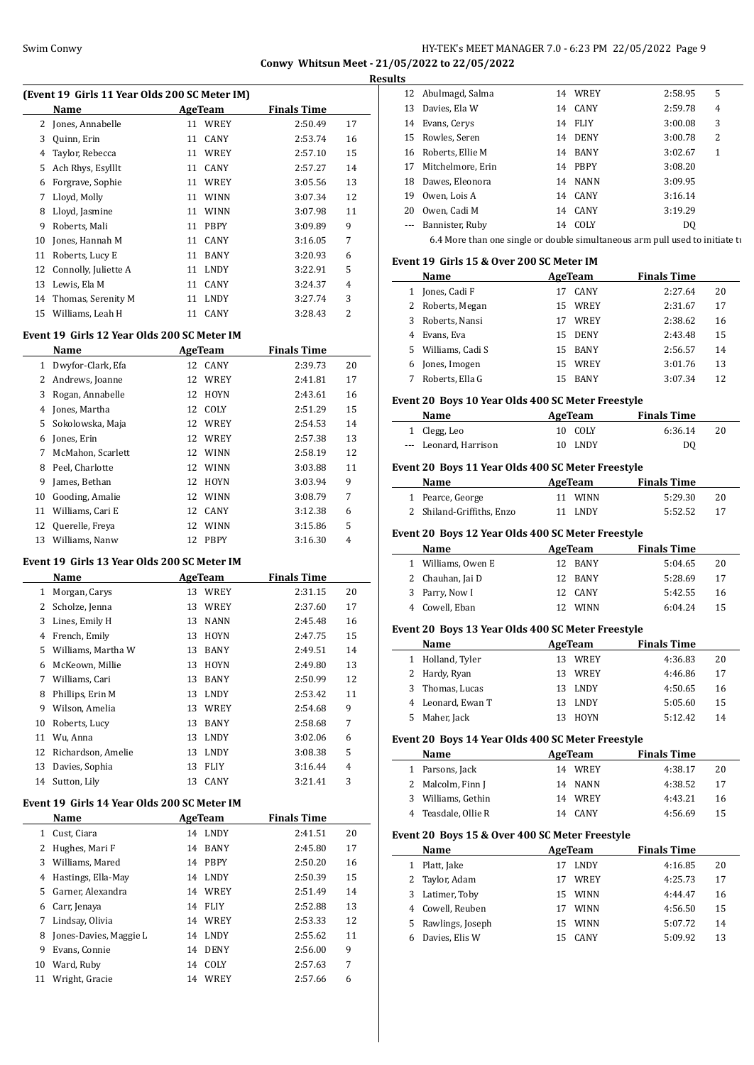## Conwy Whitsun Meet - 21/05/2022 to 22/05/2022

### Results

#### (Event 19 Girls 11 Year Olds 200 SC Meter IM)

| | Name | Age | Team | Finals Time | |
|---|---|---|---|---|---|
| 2 | Jones, Annabelle | 11 | WREY | 2:50.49 | 17 |
| 3 | Quinn, Erin | 11 | CANY | 2:53.74 | 16 |
| 4 | Taylor, Rebecca | 11 | WREY | 2:57.10 | 15 |
| 5 | Ach Rhys, Esylllt | 11 | CANY | 2:57.27 | 14 |
| 6 | Forgrave, Sophie | 11 | WREY | 3:05.56 | 13 |
| 7 | Lloyd, Molly | 11 | WINN | 3:07.34 | 12 |
| 8 | Lloyd, Jasmine | 11 | WINN | 3:07.98 | 11 |
| 9 | Roberts, Mali | 11 | PBPY | 3:09.89 | 9 |
| 10 | Jones, Hannah M | 11 | CANY | 3:16.05 | 7 |
| 11 | Roberts, Lucy E | 11 | BANY | 3:20.93 | 6 |
| 12 | Connolly, Juliette A | 11 | LNDY | 3:22.91 | 5 |
| 13 | Lewis, Ela M | 11 | CANY | 3:24.37 | 4 |
| 14 | Thomas, Serenity M | 11 | LNDY | 3:27.74 | 3 |
| 15 | Williams, Leah H | 11 | CANY | 3:28.43 | 2 |

#### Event 19 Girls 12 Year Olds 200 SC Meter IM

| | Name | Age | Team | Finals Time | |
|---|---|---|---|---|---|
| 1 | Dwyfor-Clark, Efa | 12 | CANY | 2:39.73 | 20 |
| 2 | Andrews, Joanne | 12 | WREY | 2:41.81 | 17 |
| 3 | Rogan, Annabelle | 12 | HOYN | 2:43.61 | 16 |
| 4 | Jones, Martha | 12 | COLY | 2:51.29 | 15 |
| 5 | Sokolowska, Maja | 12 | WREY | 2:54.53 | 14 |
| 6 | Jones, Erin | 12 | WREY | 2:57.38 | 13 |
| 7 | McMahon, Scarlett | 12 | WINN | 2:58.19 | 12 |
| 8 | Peel, Charlotte | 12 | WINN | 3:03.88 | 11 |
| 9 | James, Bethan | 12 | HOYN | 3:03.94 | 9 |
| 10 | Gooding, Amalie | 12 | WINN | 3:08.79 | 7 |
| 11 | Williams, Cari E | 12 | CANY | 3:12.38 | 6 |
| 12 | Querelle, Freya | 12 | WINN | 3:15.86 | 5 |
| 13 | Williams, Nanw | 12 | PBPY | 3:16.30 | 4 |

#### Event 19 Girls 13 Year Olds 200 SC Meter IM

| | Name | Age | Team | Finals Time | |
|---|---|---|---|---|---|
| 1 | Morgan, Carys | 13 | WREY | 2:31.15 | 20 |
| 2 | Scholze, Jenna | 13 | WREY | 2:37.60 | 17 |
| 3 | Lines, Emily H | 13 | NANN | 2:45.48 | 16 |
| 4 | French, Emily | 13 | HOYN | 2:47.75 | 15 |
| 5 | Williams, Martha W | 13 | BANY | 2:49.51 | 14 |
| 6 | McKeown, Millie | 13 | HOYN | 2:49.80 | 13 |
| 7 | Williams, Cari | 13 | BANY | 2:50.99 | 12 |
| 8 | Phillips, Erin M | 13 | LNDY | 2:53.42 | 11 |
| 9 | Wilson, Amelia | 13 | WREY | 2:54.68 | 9 |
| 10 | Roberts, Lucy | 13 | BANY | 2:58.68 | 7 |
| 11 | Wu, Anna | 13 | LNDY | 3:02.06 | 6 |
| 12 | Richardson, Amelie | 13 | LNDY | 3:08.38 | 5 |
| 13 | Davies, Sophia | 13 | FLIY | 3:16.44 | 4 |
| 14 | Sutton, Lily | 13 | CANY | 3:21.41 | 3 |

#### Event 19 Girls 14 Year Olds 200 SC Meter IM

| | Name | Age | Team | Finals Time | |
|---|---|---|---|---|---|
| 1 | Cust, Ciara | 14 | LNDY | 2:41.51 | 20 |
| 2 | Hughes, Mari F | 14 | BANY | 2:45.80 | 17 |
| 3 | Williams, Mared | 14 | PBPY | 2:50.20 | 16 |
| 4 | Hastings, Ella-May | 14 | LNDY | 2:50.39 | 15 |
| 5 | Garner, Alexandra | 14 | WREY | 2:51.49 | 14 |
| 6 | Carr, Jenaya | 14 | FLIY | 2:52.88 | 13 |
| 7 | Lindsay, Olivia | 14 | WREY | 2:53.33 | 12 |
| 8 | Jones-Davies, Maggie L | 14 | LNDY | 2:55.62 | 11 |
| 9 | Evans, Connie | 14 | DENY | 2:56.00 | 9 |
| 10 | Ward, Ruby | 14 | COLY | 2:57.63 | 7 |
| 11 | Wright, Gracie | 14 | WREY | 2:57.66 | 6 |
| 12 | Abulmagd, Salma | 14 | WREY | 2:58.95 | 5 |
| 13 | Davies, Ela W | 14 | CANY | 2:59.78 | 4 |
| 14 | Evans, Cerys | 14 | FLIY | 3:00.08 | 3 |
| 15 | Rowles, Seren | 14 | DENY | 3:00.78 | 2 |
| 16 | Roberts, Ellie M | 14 | BANY | 3:02.67 | 1 |
| 17 | Mitchelmore, Erin | 14 | PBPY | 3:08.20 | |
| 18 | Dawes, Eleonora | 14 | NANN | 3:09.95 | |
| 19 | Owen, Lois A | 14 | CANY | 3:16.14 | |
| 20 | Owen, Cadi M | 14 | CANY | 3:19.29 | |
| --- | Bannister, Ruby | 14 | COLY | DQ | |

6.4 More than one single or double simultaneous arm pull used to initiate t

#### Event 19 Girls 15 & Over 200 SC Meter IM

| | Name | Age | Team | Finals Time | |
|---|---|---|---|---|---|
| 1 | Jones, Cadi F | 17 | CANY | 2:27.64 | 20 |
| 2 | Roberts, Megan | 15 | WREY | 2:31.67 | 17 |
| 3 | Roberts, Nansi | 17 | WREY | 2:38.62 | 16 |
| 4 | Evans, Eva | 15 | DENY | 2:43.48 | 15 |
| 5 | Williams, Cadi S | 15 | BANY | 2:56.57 | 14 |
| 6 | Jones, Imogen | 15 | WREY | 3:01.76 | 13 |
| 7 | Roberts, Ella G | 15 | BANY | 3:07.34 | 12 |

#### Event 20 Boys 10 Year Olds 400 SC Meter Freestyle

| | Name | Age | Team | Finals Time | |
|---|---|---|---|---|---|
| 1 | Clegg, Leo | 10 | COLY | 6:36.14 | 20 |
| --- | Leonard, Harrison | 10 | LNDY | DQ | |

#### Event 20 Boys 11 Year Olds 400 SC Meter Freestyle

| | Name | Age | Team | Finals Time | |
|---|---|---|---|---|---|
| 1 | Pearce, George | 11 | WINN | 5:29.30 | 20 |
| 2 | Shiland-Griffiths, Enzo | 11 | LNDY | 5:52.52 | 17 |

#### Event 20 Boys 12 Year Olds 400 SC Meter Freestyle

| | Name | Age | Team | Finals Time | |
|---|---|---|---|---|---|
| 1 | Williams, Owen E | 12 | BANY | 5:04.65 | 20 |
| 2 | Chauhan, Jai D | 12 | BANY | 5:28.69 | 17 |
| 3 | Parry, Now I | 12 | CANY | 5:42.55 | 16 |
| 4 | Cowell, Eban | 12 | WINN | 6:04.24 | 15 |

#### Event 20 Boys 13 Year Olds 400 SC Meter Freestyle

| | Name | Age | Team | Finals Time | |
|---|---|---|---|---|---|
| 1 | Holland, Tyler | 13 | WREY | 4:36.83 | 20 |
| 2 | Hardy, Ryan | 13 | WREY | 4:46.86 | 17 |
| 3 | Thomas, Lucas | 13 | LNDY | 4:50.65 | 16 |
| 4 | Leonard, Ewan T | 13 | LNDY | 5:05.60 | 15 |
| 5 | Maher, Jack | 13 | HOYN | 5:12.42 | 14 |

#### Event 20 Boys 14 Year Olds 400 SC Meter Freestyle

| | Name | Age | Team | Finals Time | |
|---|---|---|---|---|---|
| 1 | Parsons, Jack | 14 | WREY | 4:38.17 | 20 |
| 2 | Malcolm, Finn J | 14 | NANN | 4:38.52 | 17 |
| 3 | Williams, Gethin | 14 | WREY | 4:43.21 | 16 |
| 4 | Teasdale, Ollie R | 14 | CANY | 4:56.69 | 15 |

#### Event 20 Boys 15 & Over 400 SC Meter Freestyle

| | Name | Age | Team | Finals Time | |
|---|---|---|---|---|---|
| 1 | Platt, Jake | 17 | LNDY | 4:16.85 | 20 |
| 2 | Taylor, Adam | 17 | WREY | 4:25.73 | 17 |
| 3 | Latimer, Toby | 15 | WINN | 4:44.47 | 16 |
| 4 | Cowell, Reuben | 17 | WINN | 4:56.50 | 15 |
| 5 | Rawlings, Joseph | 15 | WINN | 5:07.72 | 14 |
| 6 | Davies, Elis W | 15 | CANY | 5:09.92 | 13 |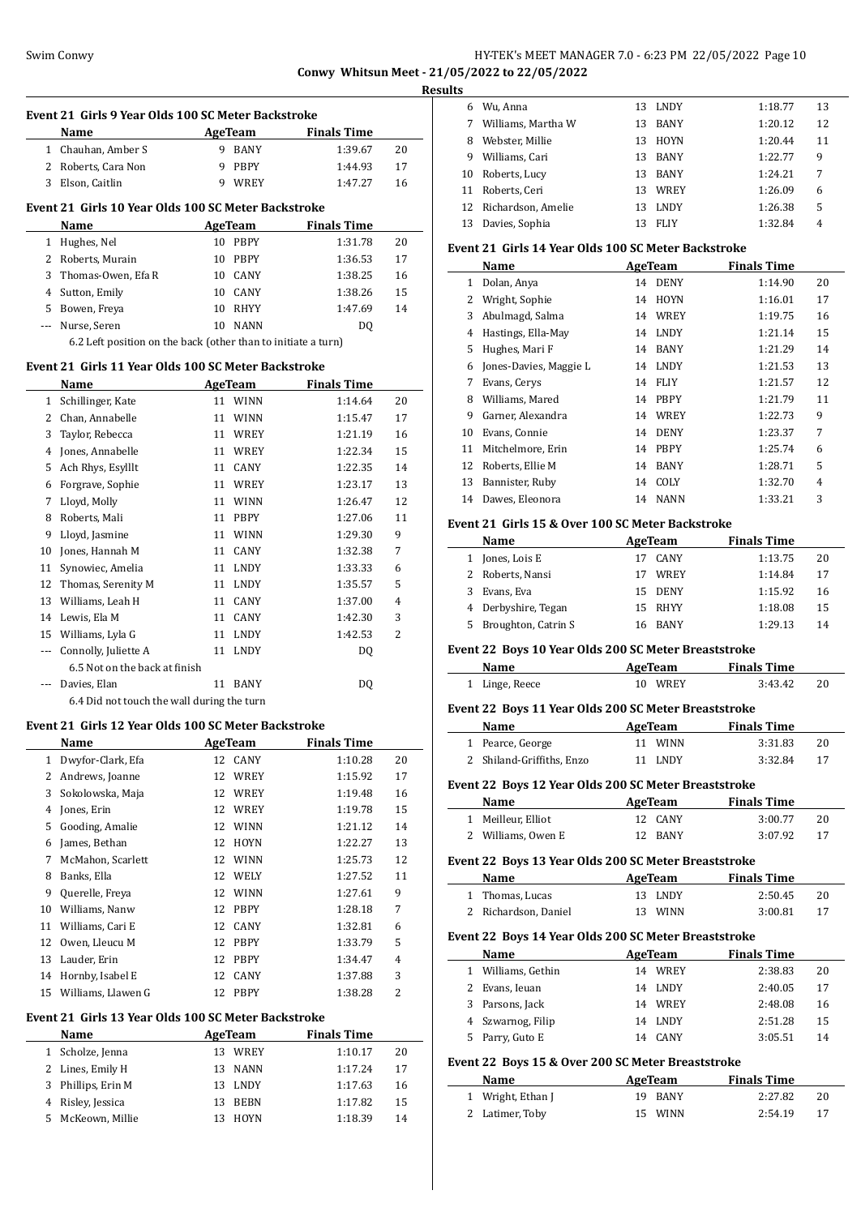## Results

### Event 21 Girls 9 Year Olds 100 SC Meter Backstroke

| | Name | Age | Team | Finals Time | |
|---|---|---|---|---|---|
| 1 | Chauhan, Amber S | 9 | BANY | 1:39.67 | 20 |
| 2 | Roberts, Cara Non | 9 | PBPY | 1:44.93 | 17 |
| 3 | Elson, Caitlin | 9 | WREY | 1:47.27 | 16 |

### Event 21 Girls 10 Year Olds 100 SC Meter Backstroke

| | Name | Age | Team | Finals Time | |
|---|---|---|---|---|---|
| 1 | Hughes, Nel | 10 | PBPY | 1:31.78 | 20 |
| 2 | Roberts, Murain | 10 | PBPY | 1:36.53 | 17 |
| 3 | Thomas-Owen, Efa R | 10 | CANY | 1:38.25 | 16 |
| 4 | Sutton, Emily | 10 | CANY | 1:38.26 | 15 |
| 5 | Bowen, Freya | 10 | RHYY | 1:47.69 | 14 |
| --- | Nurse, Seren | 10 | NANN | DQ | |
| | 6.2 Left position on the back (other than to initiate a turn) | | | | |

### Event 21 Girls 11 Year Olds 100 SC Meter Backstroke

| | Name | Age | Team | Finals Time | |
|---|---|---|---|---|---|
| 1 | Schillinger, Kate | 11 | WINN | 1:14.64 | 20 |
| 2 | Chan, Annabelle | 11 | WINN | 1:15.47 | 17 |
| 3 | Taylor, Rebecca | 11 | WREY | 1:21.19 | 16 |
| 4 | Jones, Annabelle | 11 | WREY | 1:22.34 | 15 |
| 5 | Ach Rhys, Esyllt | 11 | CANY | 1:22.35 | 14 |
| 6 | Forgrave, Sophie | 11 | WREY | 1:23.17 | 13 |
| 7 | Lloyd, Molly | 11 | WINN | 1:26.47 | 12 |
| 8 | Roberts, Mali | 11 | PBPY | 1:27.06 | 11 |
| 9 | Lloyd, Jasmine | 11 | WINN | 1:29.30 | 9 |
| 10 | Jones, Hannah M | 11 | CANY | 1:32.38 | 7 |
| 11 | Synowiec, Amelia | 11 | LNDY | 1:33.33 | 6 |
| 12 | Thomas, Serenity M | 11 | LNDY | 1:35.57 | 5 |
| 13 | Williams, Leah H | 11 | CANY | 1:37.00 | 4 |
| 14 | Lewis, Ela M | 11 | CANY | 1:42.30 | 3 |
| 15 | Williams, Lyla G | 11 | LNDY | 1:42.53 | 2 |
| --- | Connolly, Juliette A | 11 | LNDY | DQ | |
| | 6.5 Not on the back at finish | | | | |
| --- | Davies, Elan | 11 | BANY | DQ | |
| | 6.4 Did not touch the wall during the turn | | | | |

### Event 21 Girls 12 Year Olds 100 SC Meter Backstroke

| | Name | Age | Team | Finals Time | |
|---|---|---|---|---|---|
| 1 | Dwyfor-Clark, Efa | 12 | CANY | 1:10.28 | 20 |
| 2 | Andrews, Joanne | 12 | WREY | 1:15.92 | 17 |
| 3 | Sokolowska, Maja | 12 | WREY | 1:19.48 | 16 |
| 4 | Jones, Erin | 12 | WREY | 1:19.78 | 15 |
| 5 | Gooding, Amalie | 12 | WINN | 1:21.12 | 14 |
| 6 | James, Bethan | 12 | HOYN | 1:22.27 | 13 |
| 7 | McMahon, Scarlett | 12 | WINN | 1:25.73 | 12 |
| 8 | Banks, Ella | 12 | WELY | 1:27.52 | 11 |
| 9 | Querelle, Freya | 12 | WINN | 1:27.61 | 9 |
| 10 | Williams, Nanw | 12 | PBPY | 1:28.18 | 7 |
| 11 | Williams, Cari E | 12 | CANY | 1:32.81 | 6 |
| 12 | Owen, Lleucu M | 12 | PBPY | 1:33.79 | 5 |
| 13 | Lauder, Erin | 12 | PBPY | 1:34.47 | 4 |
| 14 | Hornby, Isabel E | 12 | CANY | 1:37.88 | 3 |
| 15 | Williams, Llawen G | 12 | PBPY | 1:38.28 | 2 |

### Event 21 Girls 13 Year Olds 100 SC Meter Backstroke

| | Name | Age | Team | Finals Time | |
|---|---|---|---|---|---|
| 1 | Scholze, Jenna | 13 | WREY | 1:10.17 | 20 |
| 2 | Lines, Emily H | 13 | NANN | 1:17.24 | 17 |
| 3 | Phillips, Erin M | 13 | LNDY | 1:17.63 | 16 |
| 4 | Risley, Jessica | 13 | BEBN | 1:17.82 | 15 |
| 5 | McKeown, Millie | 13 | HOYN | 1:18.39 | 14 |
| 6 | Wu, Anna | 13 | LNDY | 1:18.77 | 13 |
| 7 | Williams, Martha W | 13 | BANY | 1:20.12 | 12 |
| 8 | Webster, Millie | 13 | HOYN | 1:20.44 | 11 |
| 9 | Williams, Cari | 13 | BANY | 1:22.77 | 9 |
| 10 | Roberts, Lucy | 13 | BANY | 1:24.21 | 7 |
| 11 | Roberts, Ceri | 13 | WREY | 1:26.09 | 6 |
| 12 | Richardson, Amelie | 13 | LNDY | 1:26.38 | 5 |
| 13 | Davies, Sophia | 13 | FLIY | 1:32.84 | 4 |

### Event 21 Girls 14 Year Olds 100 SC Meter Backstroke

| | Name | Age | Team | Finals Time | |
|---|---|---|---|---|---|
| 1 | Dolan, Anya | 14 | DENY | 1:14.90 | 20 |
| 2 | Wright, Sophie | 14 | HOYN | 1:16.01 | 17 |
| 3 | Abulmagd, Salma | 14 | WREY | 1:19.75 | 16 |
| 4 | Hastings, Ella-May | 14 | LNDY | 1:21.14 | 15 |
| 5 | Hughes, Mari F | 14 | BANY | 1:21.29 | 14 |
| 6 | Jones-Davies, Maggie L | 14 | LNDY | 1:21.53 | 13 |
| 7 | Evans, Cerys | 14 | FLIY | 1:21.57 | 12 |
| 8 | Williams, Mared | 14 | PBPY | 1:21.79 | 11 |
| 9 | Garner, Alexandra | 14 | WREY | 1:22.73 | 9 |
| 10 | Evans, Connie | 14 | DENY | 1:23.37 | 7 |
| 11 | Mitchelmore, Erin | 14 | PBPY | 1:25.74 | 6 |
| 12 | Roberts, Ellie M | 14 | BANY | 1:28.71 | 5 |
| 13 | Bannister, Ruby | 14 | COLY | 1:32.70 | 4 |
| 14 | Dawes, Eleonora | 14 | NANN | 1:33.21 | 3 |

### Event 21 Girls 15 & Over 100 SC Meter Backstroke

| | Name | Age | Team | Finals Time | |
|---|---|---|---|---|---|
| 1 | Jones, Lois E | 17 | CANY | 1:13.75 | 20 |
| 2 | Roberts, Nansi | 17 | WREY | 1:14.84 | 17 |
| 3 | Evans, Eva | 15 | DENY | 1:15.92 | 16 |
| 4 | Derbyshire, Tegan | 15 | RHYY | 1:18.08 | 15 |
| 5 | Broughton, Catrin S | 16 | BANY | 1:29.13 | 14 |

### Event 22 Boys 10 Year Olds 200 SC Meter Breaststroke

| | Name | Age | Team | Finals Time | |
|---|---|---|---|---|---|
| 1 | Linge, Reece | 10 | WREY | 3:43.42 | 20 |

### Event 22 Boys 11 Year Olds 200 SC Meter Breaststroke

| | Name | Age | Team | Finals Time | |
|---|---|---|---|---|---|
| 1 | Pearce, George | 11 | WINN | 3:31.83 | 20 |
| 2 | Shiland-Griffiths, Enzo | 11 | LNDY | 3:32.84 | 17 |

### Event 22 Boys 12 Year Olds 200 SC Meter Breaststroke

| | Name | Age | Team | Finals Time | |
|---|---|---|---|---|---|
| 1 | Meilleur, Elliot | 12 | CANY | 3:00.77 | 20 |
| 2 | Williams, Owen E | 12 | BANY | 3:07.92 | 17 |

### Event 22 Boys 13 Year Olds 200 SC Meter Breaststroke

| | Name | Age | Team | Finals Time | |
|---|---|---|---|---|---|
| 1 | Thomas, Lucas | 13 | LNDY | 2:50.45 | 20 |
| 2 | Richardson, Daniel | 13 | WINN | 3:00.81 | 17 |

### Event 22 Boys 14 Year Olds 200 SC Meter Breaststroke

| | Name | Age | Team | Finals Time | |
|---|---|---|---|---|---|
| 1 | Williams, Gethin | 14 | WREY | 2:38.83 | 20 |
| 2 | Evans, Ieuan | 14 | LNDY | 2:40.05 | 17 |
| 3 | Parsons, Jack | 14 | WREY | 2:48.08 | 16 |
| 4 | Szwarnog, Filip | 14 | LNDY | 2:51.28 | 15 |
| 5 | Parry, Guto E | 14 | CANY | 3:05.51 | 14 |

### Event 22 Boys 15 & Over 200 SC Meter Breaststroke

| | Name | Age | Team | Finals Time | |
|---|---|---|---|---|---|
| 1 | Wright, Ethan J | 19 | BANY | 2:27.82 | 20 |
| 2 | Latimer, Toby | 15 | WINN | 2:54.19 | 17 |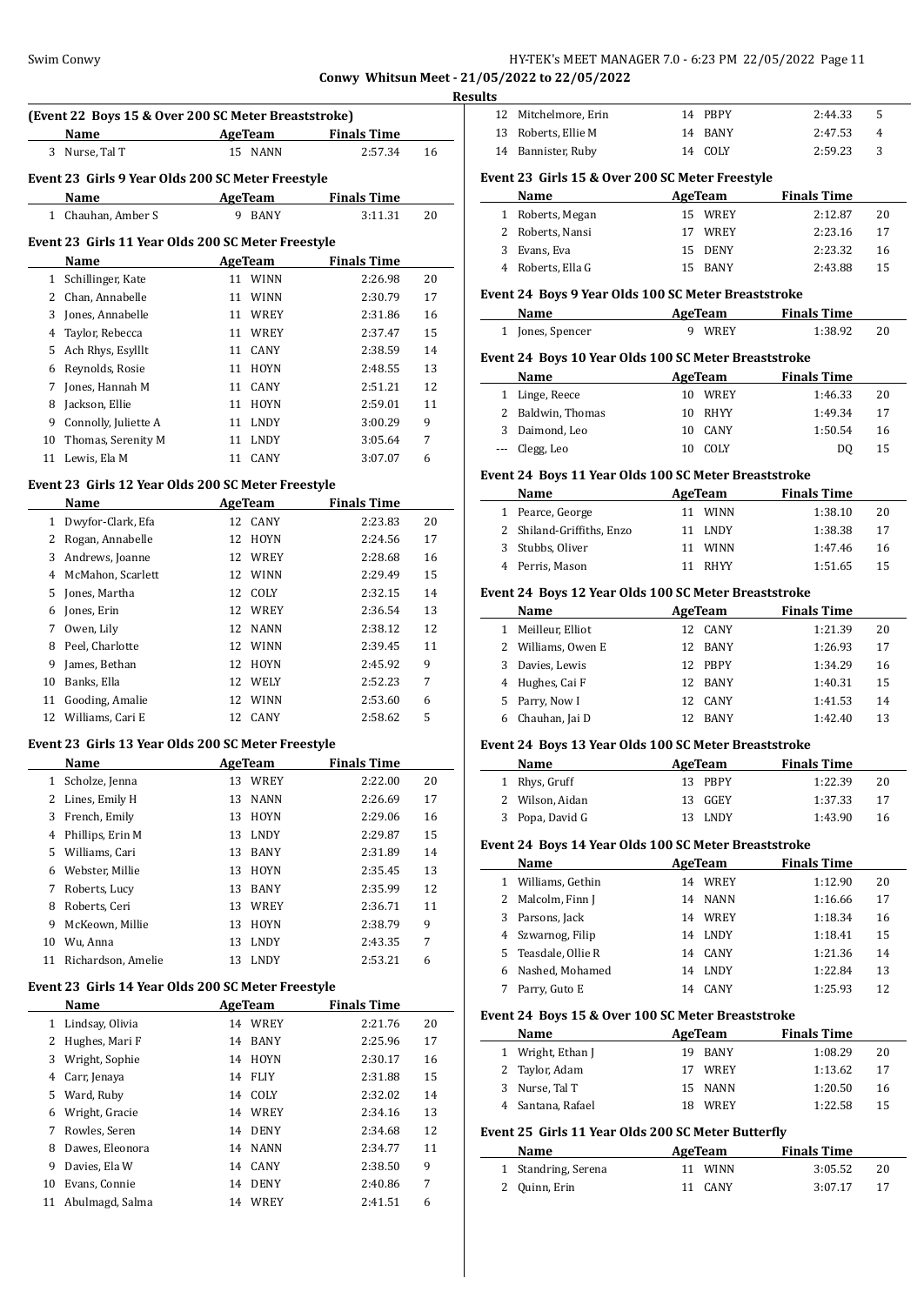## Results

### (Event 22 Boys 15 & Over 200 SC Meter Breaststroke)

| | Name | Age | Team | Finals Time | |
|---|---|---|---|---|---|
| 3 | Nurse, Tal T | 15 | NANN | 2:57.34 | 16 |

### Event 23 Girls 9 Year Olds 200 SC Meter Freestyle

| | Name | Age | Team | Finals Time | |
|---|---|---|---|---|---|
| 1 | Chauhan, Amber S | 9 | BANY | 3:11.31 | 20 |

### Event 23 Girls 11 Year Olds 200 SC Meter Freestyle

| | Name | Age | Team | Finals Time | |
|---|---|---|---|---|---|
| 1 | Schillinger, Kate | 11 | WINN | 2:26.98 | 20 |
| 2 | Chan, Annabelle | 11 | WINN | 2:30.79 | 17 |
| 3 | Jones, Annabelle | 11 | WREY | 2:31.86 | 16 |
| 4 | Taylor, Rebecca | 11 | WREY | 2:37.47 | 15 |
| 5 | Ach Rhys, Esylllt | 11 | CANY | 2:38.59 | 14 |
| 6 | Reynolds, Rosie | 11 | HOYN | 2:48.55 | 13 |
| 7 | Jones, Hannah M | 11 | CANY | 2:51.21 | 12 |
| 8 | Jackson, Ellie | 11 | HOYN | 2:59.01 | 11 |
| 9 | Connolly, Juliette A | 11 | LNDY | 3:00.29 | 9 |
| 10 | Thomas, Serenity M | 11 | LNDY | 3:05.64 | 7 |
| 11 | Lewis, Ela M | 11 | CANY | 3:07.07 | 6 |

### Event 23 Girls 12 Year Olds 200 SC Meter Freestyle

| | Name | Age | Team | Finals Time | |
|---|---|---|---|---|---|
| 1 | Dwyfor-Clark, Efa | 12 | CANY | 2:23.83 | 20 |
| 2 | Rogan, Annabelle | 12 | HOYN | 2:24.56 | 17 |
| 3 | Andrews, Joanne | 12 | WREY | 2:28.68 | 16 |
| 4 | McMahon, Scarlett | 12 | WINN | 2:29.49 | 15 |
| 5 | Jones, Martha | 12 | COLY | 2:32.15 | 14 |
| 6 | Jones, Erin | 12 | WREY | 2:36.54 | 13 |
| 7 | Owen, Lily | 12 | NANN | 2:38.12 | 12 |
| 8 | Peel, Charlotte | 12 | WINN | 2:39.45 | 11 |
| 9 | James, Bethan | 12 | HOYN | 2:45.92 | 9 |
| 10 | Banks, Ella | 12 | WELY | 2:52.23 | 7 |
| 11 | Gooding, Amalie | 12 | WINN | 2:53.60 | 6 |
| 12 | Williams, Cari E | 12 | CANY | 2:58.62 | 5 |

### Event 23 Girls 13 Year Olds 200 SC Meter Freestyle

| | Name | Age | Team | Finals Time | |
|---|---|---|---|---|---|
| 1 | Scholze, Jenna | 13 | WREY | 2:22.00 | 20 |
| 2 | Lines, Emily H | 13 | NANN | 2:26.69 | 17 |
| 3 | French, Emily | 13 | HOYN | 2:29.06 | 16 |
| 4 | Phillips, Erin M | 13 | LNDY | 2:29.87 | 15 |
| 5 | Williams, Cari | 13 | BANY | 2:31.89 | 14 |
| 6 | Webster, Millie | 13 | HOYN | 2:35.45 | 13 |
| 7 | Roberts, Lucy | 13 | BANY | 2:35.99 | 12 |
| 8 | Roberts, Ceri | 13 | WREY | 2:36.71 | 11 |
| 9 | McKeown, Millie | 13 | HOYN | 2:38.79 | 9 |
| 10 | Wu, Anna | 13 | LNDY | 2:43.35 | 7 |
| 11 | Richardson, Amelie | 13 | LNDY | 2:53.21 | 6 |

### Event 23 Girls 14 Year Olds 200 SC Meter Freestyle

| | Name | Age | Team | Finals Time | |
|---|---|---|---|---|---|
| 1 | Lindsay, Olivia | 14 | WREY | 2:21.76 | 20 |
| 2 | Hughes, Mari F | 14 | BANY | 2:25.96 | 17 |
| 3 | Wright, Sophie | 14 | HOYN | 2:30.17 | 16 |
| 4 | Carr, Jenaya | 14 | FLIY | 2:31.88 | 15 |
| 5 | Ward, Ruby | 14 | COLY | 2:32.02 | 14 |
| 6 | Wright, Gracie | 14 | WREY | 2:34.16 | 13 |
| 7 | Rowles, Seren | 14 | DENY | 2:34.68 | 12 |
| 8 | Dawes, Eleonora | 14 | NANN | 2:34.77 | 11 |
| 9 | Davies, Ela W | 14 | CANY | 2:38.50 | 9 |
| 10 | Evans, Connie | 14 | DENY | 2:40.86 | 7 |
| 11 | Abulmagd, Salma | 14 | WREY | 2:41.51 | 6 |
| 12 | Mitchelmore, Erin | 14 | PBPY | 2:44.33 | 5 |
| 13 | Roberts, Ellie M | 14 | BANY | 2:47.53 | 4 |
| 14 | Bannister, Ruby | 14 | COLY | 2:59.23 | 3 |

### Event 23 Girls 15 & Over 200 SC Meter Freestyle

| | Name | Age | Team | Finals Time | |
|---|---|---|---|---|---|
| 1 | Roberts, Megan | 15 | WREY | 2:12.87 | 20 |
| 2 | Roberts, Nansi | 17 | WREY | 2:23.16 | 17 |
| 3 | Evans, Eva | 15 | DENY | 2:23.32 | 16 |
| 4 | Roberts, Ella G | 15 | BANY | 2:43.88 | 15 |

### Event 24 Boys 9 Year Olds 100 SC Meter Breaststroke

| | Name | Age | Team | Finals Time | |
|---|---|---|---|---|---|
| 1 | Jones, Spencer | 9 | WREY | 1:38.92 | 20 |

### Event 24 Boys 10 Year Olds 100 SC Meter Breaststroke

| | Name | Age | Team | Finals Time | |
|---|---|---|---|---|---|
| 1 | Linge, Reece | 10 | WREY | 1:46.33 | 20 |
| 2 | Baldwin, Thomas | 10 | RHYY | 1:49.34 | 17 |
| 3 | Daimond, Leo | 10 | CANY | 1:50.54 | 16 |
| --- | Clegg, Leo | 10 | COLY | DQ | 15 |

### Event 24 Boys 11 Year Olds 100 SC Meter Breaststroke

| | Name | Age | Team | Finals Time | |
|---|---|---|---|---|---|
| 1 | Pearce, George | 11 | WINN | 1:38.10 | 20 |
| 2 | Shiland-Griffiths, Enzo | 11 | LNDY | 1:38.38 | 17 |
| 3 | Stubbs, Oliver | 11 | WINN | 1:47.46 | 16 |
| 4 | Perris, Mason | 11 | RHYY | 1:51.65 | 15 |

### Event 24 Boys 12 Year Olds 100 SC Meter Breaststroke

| | Name | Age | Team | Finals Time | |
|---|---|---|---|---|---|
| 1 | Meilleur, Elliot | 12 | CANY | 1:21.39 | 20 |
| 2 | Williams, Owen E | 12 | BANY | 1:26.93 | 17 |
| 3 | Davies, Lewis | 12 | PBPY | 1:34.29 | 16 |
| 4 | Hughes, Cai F | 12 | BANY | 1:40.31 | 15 |
| 5 | Parry, Now I | 12 | CANY | 1:41.53 | 14 |
| 6 | Chauhan, Jai D | 12 | BANY | 1:42.40 | 13 |

### Event 24 Boys 13 Year Olds 100 SC Meter Breaststroke

| | Name | Age | Team | Finals Time | |
|---|---|---|---|---|---|
| 1 | Rhys, Gruff | 13 | PBPY | 1:22.39 | 20 |
| 2 | Wilson, Aidan | 13 | GGEY | 1:37.33 | 17 |
| 3 | Popa, David G | 13 | LNDY | 1:43.90 | 16 |

### Event 24 Boys 14 Year Olds 100 SC Meter Breaststroke

| | Name | Age | Team | Finals Time | |
|---|---|---|---|---|---|
| 1 | Williams, Gethin | 14 | WREY | 1:12.90 | 20 |
| 2 | Malcolm, Finn J | 14 | NANN | 1:16.66 | 17 |
| 3 | Parsons, Jack | 14 | WREY | 1:18.34 | 16 |
| 4 | Szwarnog, Filip | 14 | LNDY | 1:18.41 | 15 |
| 5 | Teasdale, Ollie R | 14 | CANY | 1:21.36 | 14 |
| 6 | Nashed, Mohamed | 14 | LNDY | 1:22.84 | 13 |
| 7 | Parry, Guto E | 14 | CANY | 1:25.93 | 12 |

### Event 24 Boys 15 & Over 100 SC Meter Breaststroke

| | Name | Age | Team | Finals Time | |
|---|---|---|---|---|---|
| 1 | Wright, Ethan J | 19 | BANY | 1:08.29 | 20 |
| 2 | Taylor, Adam | 17 | WREY | 1:13.62 | 17 |
| 3 | Nurse, Tal T | 15 | NANN | 1:20.50 | 16 |
| 4 | Santana, Rafael | 18 | WREY | 1:22.58 | 15 |

### Event 25 Girls 11 Year Olds 200 SC Meter Butterfly

| | Name | Age | Team | Finals Time | |
|---|---|---|---|---|---|
| 1 | Standring, Serena | 11 | WINN | 3:05.52 | 20 |
| 2 | Quinn, Erin | 11 | CANY | 3:07.17 | 17 |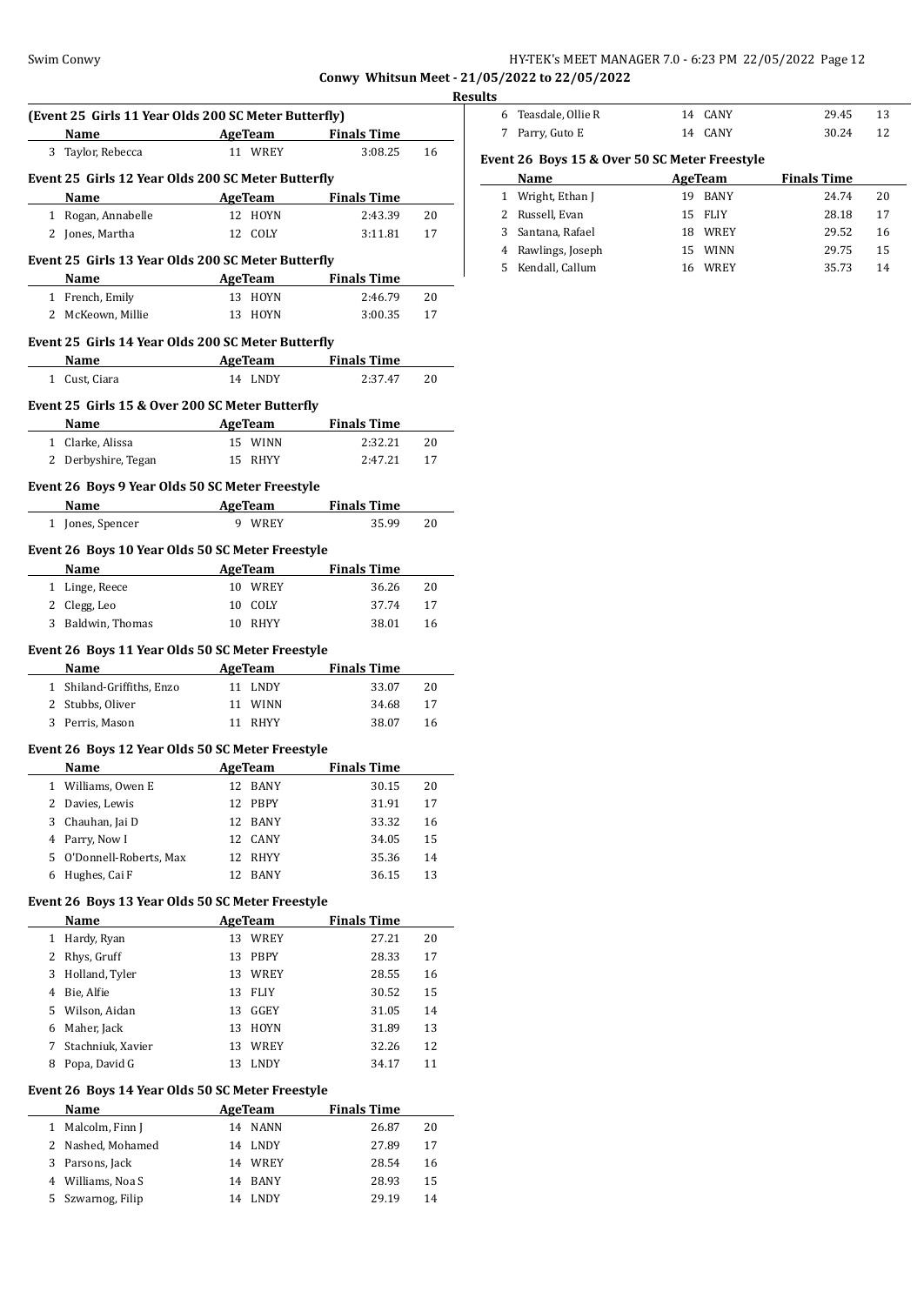**Conwy Whitsun Meet - 21/05/2022 to 22/05/2022**

**Results**

### (Event 25 Girls 11 Year Olds 200 SC Meter Butterfly)

| | Name | Age | Team | Finals Time | |
|---|---|---|---|---|---|
| 3 | Taylor, Rebecca | 11 | WREY | 3:08.25 | 16 |

### Event 25 Girls 12 Year Olds 200 SC Meter Butterfly

| | Name | Age | Team | Finals Time | |
|---|---|---|---|---|---|
| 1 | Rogan, Annabelle | 12 | HOYN | 2:43.39 | 20 |
| 2 | Jones, Martha | 12 | COLY | 3:11.81 | 17 |

### Event 25 Girls 13 Year Olds 200 SC Meter Butterfly

| | Name | Age | Team | Finals Time | |
|---|---|---|---|---|---|
| 1 | French, Emily | 13 | HOYN | 2:46.79 | 20 |
| 2 | McKeown, Millie | 13 | HOYN | 3:00.35 | 17 |

### Event 25 Girls 14 Year Olds 200 SC Meter Butterfly

| | Name | Age | Team | Finals Time | |
|---|---|---|---|---|---|
| 1 | Cust, Ciara | 14 | LNDY | 2:37.47 | 20 |

### Event 25 Girls 15 & Over 200 SC Meter Butterfly

| | Name | Age | Team | Finals Time | |
|---|---|---|---|---|---|
| 1 | Clarke, Alissa | 15 | WINN | 2:32.21 | 20 |
| 2 | Derbyshire, Tegan | 15 | RHYY | 2:47.21 | 17 |

### Event 26 Boys 9 Year Olds 50 SC Meter Freestyle

| | Name | Age | Team | Finals Time | |
|---|---|---|---|---|---|
| 1 | Jones, Spencer | 9 | WREY | 35.99 | 20 |

### Event 26 Boys 10 Year Olds 50 SC Meter Freestyle

| | Name | Age | Team | Finals Time | |
|---|---|---|---|---|---|
| 1 | Linge, Reece | 10 | WREY | 36.26 | 20 |
| 2 | Clegg, Leo | 10 | COLY | 37.74 | 17 |
| 3 | Baldwin, Thomas | 10 | RHYY | 38.01 | 16 |

### Event 26 Boys 11 Year Olds 50 SC Meter Freestyle

| | Name | Age | Team | Finals Time | |
|---|---|---|---|---|---|
| 1 | Shiland-Griffiths, Enzo | 11 | LNDY | 33.07 | 20 |
| 2 | Stubbs, Oliver | 11 | WINN | 34.68 | 17 |
| 3 | Perris, Mason | 11 | RHYY | 38.07 | 16 |

### Event 26 Boys 12 Year Olds 50 SC Meter Freestyle

| | Name | Age | Team | Finals Time | |
|---|---|---|---|---|---|
| 1 | Williams, Owen E | 12 | BANY | 30.15 | 20 |
| 2 | Davies, Lewis | 12 | PBPY | 31.91 | 17 |
| 3 | Chauhan, Jai D | 12 | BANY | 33.32 | 16 |
| 4 | Parry, Now I | 12 | CANY | 34.05 | 15 |
| 5 | O'Donnell-Roberts, Max | 12 | RHYY | 35.36 | 14 |
| 6 | Hughes, Cai F | 12 | BANY | 36.15 | 13 |

### Event 26 Boys 13 Year Olds 50 SC Meter Freestyle

| | Name | Age | Team | Finals Time | |
|---|---|---|---|---|---|
| 1 | Hardy, Ryan | 13 | WREY | 27.21 | 20 |
| 2 | Rhys, Gruff | 13 | PBPY | 28.33 | 17 |
| 3 | Holland, Tyler | 13 | WREY | 28.55 | 16 |
| 4 | Bie, Alfie | 13 | FLIY | 30.52 | 15 |
| 5 | Wilson, Aidan | 13 | GGEY | 31.05 | 14 |
| 6 | Maher, Jack | 13 | HOYN | 31.89 | 13 |
| 7 | Stachniuk, Xavier | 13 | WREY | 32.26 | 12 |
| 8 | Popa, David G | 13 | LNDY | 34.17 | 11 |

### Event 26 Boys 14 Year Olds 50 SC Meter Freestyle

| | Name | Age | Team | Finals Time | |
|---|---|---|---|---|---|
| 1 | Malcolm, Finn J | 14 | NANN | 26.87 | 20 |
| 2 | Nashed, Mohamed | 14 | LNDY | 27.89 | 17 |
| 3 | Parsons, Jack | 14 | WREY | 28.54 | 16 |
| 4 | Williams, Noa S | 14 | BANY | 28.93 | 15 |
| 5 | Szwarnog, Filip | 14 | LNDY | 29.19 | 14 |
| 6 | Teasdale, Ollie R | 14 | CANY | 29.45 | 13 |
| 7 | Parry, Guto E | 14 | CANY | 30.24 | 12 |

### Event 26 Boys 15 & Over 50 SC Meter Freestyle

| | Name | Age | Team | Finals Time | |
|---|---|---|---|---|---|
| 1 | Wright, Ethan J | 19 | BANY | 24.74 | 20 |
| 2 | Russell, Evan | 15 | FLIY | 28.18 | 17 |
| 3 | Santana, Rafael | 18 | WREY | 29.52 | 16 |
| 4 | Rawlings, Joseph | 15 | WINN | 29.75 | 15 |
| 5 | Kendall, Callum | 16 | WREY | 35.73 | 14 |